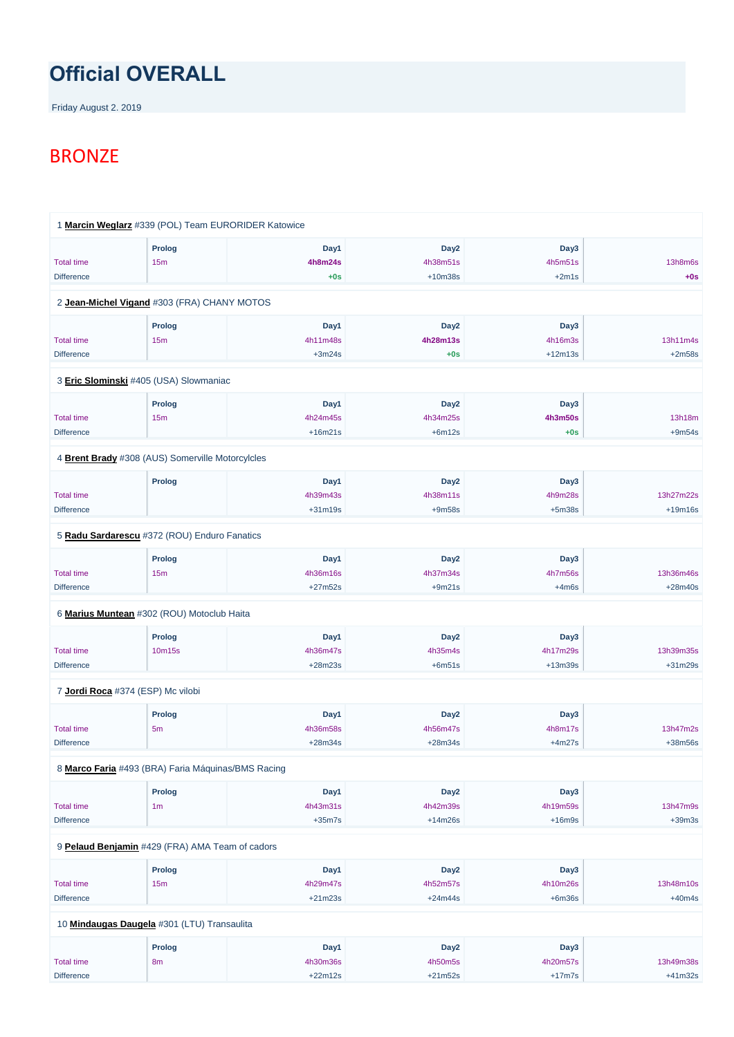# Official OVERALL

Friday August 2. 2019

## BRONZE

1 **Marcin Weglarz** #339 (POL) Team EURORIDER Katowice

| | Prolog | Day1 | Day2 | Day3 | |
|---|---|---|---|---|---|
| Total time | 15m | **4h8m24s** | 4h38m51s | 4h5m51s | 13h8m6s |
| Difference | | +0s | +10m38s | +2m1s | +0s |

2 **Jean-Michel Vigand** #303 (FRA) CHANY MOTOS

| | Prolog | Day1 | Day2 | Day3 | |
|---|---|---|---|---|---|
| Total time | 15m | 4h11m48s | **4h28m13s** | 4h16m3s | 13h11m4s |
| Difference | | +3m24s | +0s | +12m13s | +2m58s |

3 **Eric Slominski** #405 (USA) Slowmaniac

| | Prolog | Day1 | Day2 | Day3 | |
|---|---|---|---|---|---|
| Total time | 15m | 4h24m45s | 4h34m25s | **4h3m50s** | 13h18m |
| Difference | | +16m21s | +6m12s | +0s | +9m54s |

4 **Brent Brady** #308 (AUS) Somerville Motorcylcles

| | Prolog | Day1 | Day2 | Day3 | |
|---|---|---|---|---|---|
| Total time | | 4h39m43s | 4h38m11s | 4h9m28s | 13h27m22s |
| Difference | | +31m19s | +9m58s | +5m38s | +19m16s |

5 **Radu Sardarescu** #372 (ROU) Enduro Fanatics

| | Prolog | Day1 | Day2 | Day3 | |
|---|---|---|---|---|---|
| Total time | 15m | 4h36m16s | 4h37m34s | 4h7m56s | 13h36m46s |
| Difference | | +27m52s | +9m21s | +4m6s | +28m40s |

6 **Marius Muntean** #302 (ROU) Motoclub Haita

| | Prolog | Day1 | Day2 | Day3 | |
|---|---|---|---|---|---|
| Total time | 10m15s | 4h36m47s | 4h35m4s | 4h17m29s | 13h39m35s |
| Difference | | +28m23s | +6m51s | +13m39s | +31m29s |

7 **Jordi Roca** #374 (ESP) Mc vilobi

| | Prolog | Day1 | Day2 | Day3 | |
|---|---|---|---|---|---|
| Total time | 5m | 4h36m58s | 4h56m47s | 4h8m17s | 13h47m2s |
| Difference | | +28m34s | +28m34s | +4m27s | +38m56s |

8 **Marco Faria** #493 (BRA) Faria Máquinas/BMS Racing

| | Prolog | Day1 | Day2 | Day3 | |
|---|---|---|---|---|---|
| Total time | 1m | 4h43m31s | 4h42m39s | 4h19m59s | 13h47m9s |
| Difference | | +35m7s | +14m26s | +16m9s | +39m3s |

9 **Pelaud Benjamin** #429 (FRA) AMA Team of cadors

| | Prolog | Day1 | Day2 | Day3 | |
|---|---|---|---|---|---|
| Total time | 15m | 4h29m47s | 4h52m57s | 4h10m26s | 13h48m10s |
| Difference | | +21m23s | +24m44s | +6m36s | +40m4s |

10 **Mindaugas Daugela** #301 (LTU) Transaulita

| | Prolog | Day1 | Day2 | Day3 | |
|---|---|---|---|---|---|
| Total time | 8m | 4h30m36s | 4h50m5s | 4h20m57s | 13h49m38s |
| Difference | | +22m12s | +21m52s | +17m7s | +41m32s |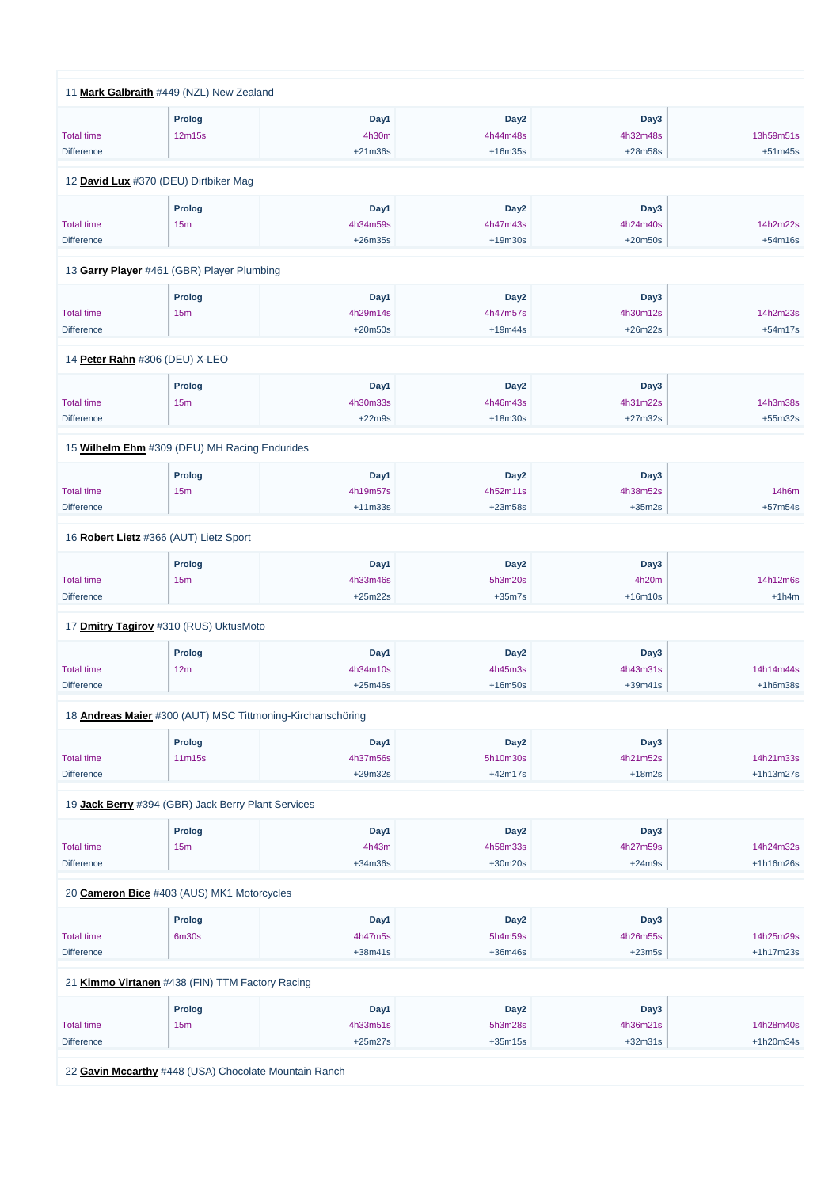11 **Mark Galbraith** #449 (NZL) New Zealand

| | Prolog | Day1 | Day2 | Day3 | |
|---|---|---|---|---|---|
| Total time | 12m15s | 4h30m | 4h44m48s | 4h32m48s | 13h59m51s |
| Difference | | +21m36s | +16m35s | +28m58s | +51m45s |

12 **David Lux** #370 (DEU) Dirtbiker Mag

| | Prolog | Day1 | Day2 | Day3 | |
|---|---|---|---|---|---|
| Total time | 15m | 4h34m59s | 4h47m43s | 4h24m40s | 14h2m22s |
| Difference | | +26m35s | +19m30s | +20m50s | +54m16s |

13 **Garry Player** #461 (GBR) Player Plumbing

| | Prolog | Day1 | Day2 | Day3 | |
|---|---|---|---|---|---|
| Total time | 15m | 4h29m14s | 4h47m57s | 4h30m12s | 14h2m23s |
| Difference | | +20m50s | +19m44s | +26m22s | +54m17s |

14 **Peter Rahn** #306 (DEU) X-LEO

| | Prolog | Day1 | Day2 | Day3 | |
|---|---|---|---|---|---|
| Total time | 15m | 4h30m33s | 4h46m43s | 4h31m22s | 14h3m38s |
| Difference | | +22m9s | +18m30s | +27m32s | +55m32s |

15 **Wilhelm Ehm** #309 (DEU) MH Racing Endurides

| | Prolog | Day1 | Day2 | Day3 | |
|---|---|---|---|---|---|
| Total time | 15m | 4h19m57s | 4h52m11s | 4h38m52s | 14h6m |
| Difference | | +11m33s | +23m58s | +35m2s | +57m54s |

16 **Robert Lietz** #366 (AUT) Lietz Sport

| | Prolog | Day1 | Day2 | Day3 | |
|---|---|---|---|---|---|
| Total time | 15m | 4h33m46s | 5h3m20s | 4h20m | 14h12m6s |
| Difference | | +25m22s | +35m7s | +16m10s | +1h4m |

17 **Dmitry Tagirov** #310 (RUS) UktusMoto

| | Prolog | Day1 | Day2 | Day3 | |
|---|---|---|---|---|---|
| Total time | 12m | 4h34m10s | 4h45m3s | 4h43m31s | 14h14m44s |
| Difference | | +25m46s | +16m50s | +39m41s | +1h6m38s |

18 **Andreas Maier** #300 (AUT) MSC Tittmoning-Kirchanschöring

| | Prolog | Day1 | Day2 | Day3 | |
|---|---|---|---|---|---|
| Total time | 11m15s | 4h37m56s | 5h10m30s | 4h21m52s | 14h21m33s |
| Difference | | +29m32s | +42m17s | +18m2s | +1h13m27s |

19 **Jack Berry** #394 (GBR) Jack Berry Plant Services

| | Prolog | Day1 | Day2 | Day3 | |
|---|---|---|---|---|---|
| Total time | 15m | 4h43m | 4h58m33s | 4h27m59s | 14h24m32s |
| Difference | | +34m36s | +30m20s | +24m9s | +1h16m26s |

20 **Cameron Bice** #403 (AUS) MK1 Motorcycles

| | Prolog | Day1 | Day2 | Day3 | |
|---|---|---|---|---|---|
| Total time | 6m30s | 4h47m5s | 5h4m59s | 4h26m55s | 14h25m29s |
| Difference | | +38m41s | +36m46s | +23m5s | +1h17m23s |

21 **Kimmo Virtanen** #438 (FIN) TTM Factory Racing

| | Prolog | Day1 | Day2 | Day3 | |
|---|---|---|---|---|---|
| Total time | 15m | 4h33m51s | 5h3m28s | 4h36m21s | 14h28m40s |
| Difference | | +25m27s | +35m15s | +32m31s | +1h20m34s |

22 **Gavin Mccarthy** #448 (USA) Chocolate Mountain Ranch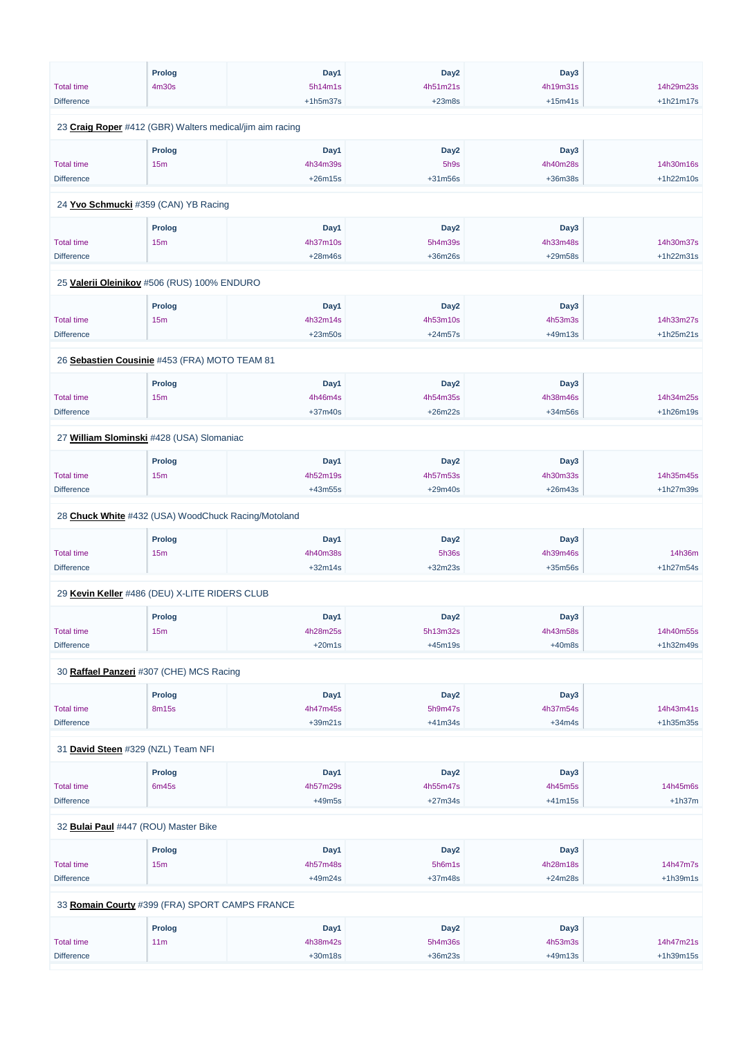| | Prolog | Day1 | Day2 | Day3 | |
|---|---|---|---|---|---|
| Total time | 4m30s | 5h14m1s | 4h51m21s | 4h19m31s | 14h29m23s |
| Difference | | +1h5m37s | +23m8s | +15m41s | +1h21m17s |

23 **Craig Roper** #412 (GBR) Walters medical/jim aim racing

| | Prolog | Day1 | Day2 | Day3 | |
|---|---|---|---|---|---|
| Total time | 15m | 4h34m39s | 5h9s | 4h40m28s | 14h30m16s |
| Difference | | +26m15s | +31m56s | +36m38s | +1h22m10s |

24 **Yvo Schmucki** #359 (CAN) YB Racing

| | Prolog | Day1 | Day2 | Day3 | |
|---|---|---|---|---|---|
| Total time | 15m | 4h37m10s | 5h4m39s | 4h33m48s | 14h30m37s |
| Difference | | +28m46s | +36m26s | +29m58s | +1h22m31s |

25 **Valerii Oleinikov** #506 (RUS) 100% ENDURO

| | Prolog | Day1 | Day2 | Day3 | |
|---|---|---|---|---|---|
| Total time | 15m | 4h32m14s | 4h53m10s | 4h53m3s | 14h33m27s |
| Difference | | +23m50s | +24m57s | +49m13s | +1h25m21s |

26 **Sebastien Cousinie** #453 (FRA) MOTO TEAM 81

| | Prolog | Day1 | Day2 | Day3 | |
|---|---|---|---|---|---|
| Total time | 15m | 4h46m4s | 4h54m35s | 4h38m46s | 14h34m25s |
| Difference | | +37m40s | +26m22s | +34m56s | +1h26m19s |

27 **William Slominski** #428 (USA) Slomaniac

| | Prolog | Day1 | Day2 | Day3 | |
|---|---|---|---|---|---|
| Total time | 15m | 4h52m19s | 4h57m53s | 4h30m33s | 14h35m45s |
| Difference | | +43m55s | +29m40s | +26m43s | +1h27m39s |

28 **Chuck White** #432 (USA) WoodChuck Racing/Motoland

| | Prolog | Day1 | Day2 | Day3 | |
|---|---|---|---|---|---|
| Total time | 15m | 4h40m38s | 5h36s | 4h39m46s | 14h36m |
| Difference | | +32m14s | +32m23s | +35m56s | +1h27m54s |

29 **Kevin Keller** #486 (DEU) X-LITE RIDERS CLUB

| | Prolog | Day1 | Day2 | Day3 | |
|---|---|---|---|---|---|
| Total time | 15m | 4h28m25s | 5h13m32s | 4h43m58s | 14h40m55s |
| Difference | | +20m1s | +45m19s | +40m8s | +1h32m49s |

30 **Raffael Panzeri** #307 (CHE) MCS Racing

| | Prolog | Day1 | Day2 | Day3 | |
|---|---|---|---|---|---|
| Total time | 8m15s | 4h47m45s | 5h9m47s | 4h37m54s | 14h43m41s |
| Difference | | +39m21s | +41m34s | +34m4s | +1h35m35s |

31 **David Steen** #329 (NZL) Team NFI

| | Prolog | Day1 | Day2 | Day3 | |
|---|---|---|---|---|---|
| Total time | 6m45s | 4h57m29s | 4h55m47s | 4h45m5s | 14h45m6s |
| Difference | | +49m5s | +27m34s | +41m15s | +1h37m |

32 **Bulai Paul** #447 (ROU) Master Bike

| | Prolog | Day1 | Day2 | Day3 | |
|---|---|---|---|---|---|
| Total time | 15m | 4h57m48s | 5h6m1s | 4h28m18s | 14h47m7s |
| Difference | | +49m24s | +37m48s | +24m28s | +1h39m1s |

33 **Romain Courty** #399 (FRA) SPORT CAMPS FRANCE

| | Prolog | Day1 | Day2 | Day3 | |
|---|---|---|---|---|---|
| Total time | 11m | 4h38m42s | 5h4m36s | 4h53m3s | 14h47m21s |
| Difference | | +30m18s | +36m23s | +49m13s | +1h39m15s |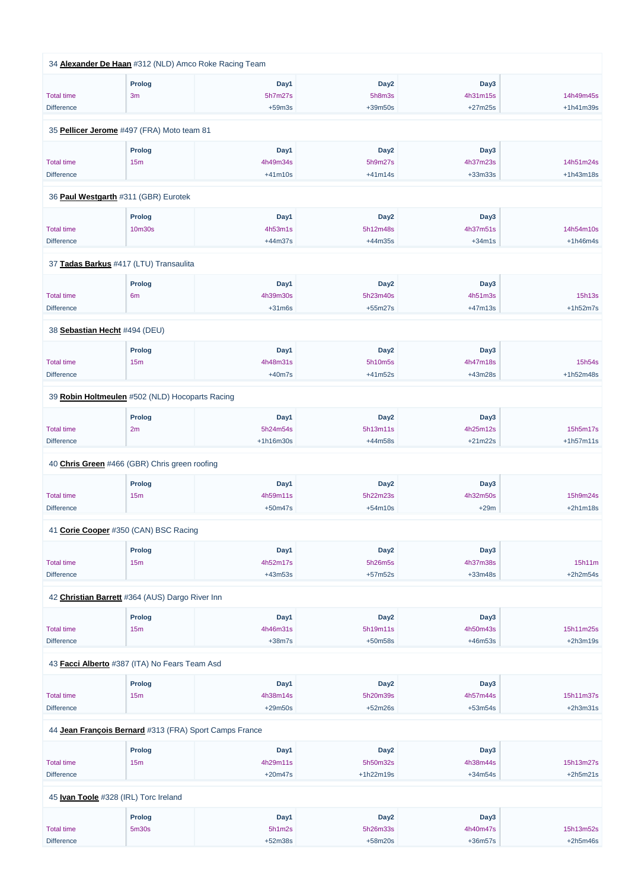34 **Alexander De Haan** #312 (NLD) Amco Roke Racing Team

| | Prolog | Day1 | Day2 | Day3 | |
|---|---|---|---|---|---|
| Total time | 3m | 5h7m27s | 5h8m3s | 4h31m15s | 14h49m45s |
| Difference | | +59m3s | +39m50s | +27m25s | +1h41m39s |

35 **Pellicer Jerome** #497 (FRA) Moto team 81

| | Prolog | Day1 | Day2 | Day3 | |
|---|---|---|---|---|---|
| Total time | 15m | 4h49m34s | 5h9m27s | 4h37m23s | 14h51m24s |
| Difference | | +41m10s | +41m14s | +33m33s | +1h43m18s |

36 **Paul Westgarth** #311 (GBR) Eurotek

| | Prolog | Day1 | Day2 | Day3 | |
|---|---|---|---|---|---|
| Total time | 10m30s | 4h53m1s | 5h12m48s | 4h37m51s | 14h54m10s |
| Difference | | +44m37s | +44m35s | +34m1s | +1h46m4s |

37 **Tadas Barkus** #417 (LTU) Transaulita

| | Prolog | Day1 | Day2 | Day3 | |
|---|---|---|---|---|---|
| Total time | 6m | 4h39m30s | 5h23m40s | 4h51m3s | 15h13s |
| Difference | | +31m6s | +55m27s | +47m13s | +1h52m7s |

38 **Sebastian Hecht** #494 (DEU)

| | Prolog | Day1 | Day2 | Day3 | |
|---|---|---|---|---|---|
| Total time | 15m | 4h48m31s | 5h10m5s | 4h47m18s | 15h54s |
| Difference | | +40m7s | +41m52s | +43m28s | +1h52m48s |

39 **Robin Holtmeulen** #502 (NLD) Hocoparts Racing

| | Prolog | Day1 | Day2 | Day3 | |
|---|---|---|---|---|---|
| Total time | 2m | 5h24m54s | 5h13m11s | 4h25m12s | 15h5m17s |
| Difference | | +1h16m30s | +44m58s | +21m22s | +1h57m11s |

40 **Chris Green** #466 (GBR) Chris green roofing

| | Prolog | Day1 | Day2 | Day3 | |
|---|---|---|---|---|---|
| Total time | 15m | 4h59m11s | 5h22m23s | 4h32m50s | 15h9m24s |
| Difference | | +50m47s | +54m10s | +29m | +2h1m18s |

41 **Corie Cooper** #350 (CAN) BSC Racing

| | Prolog | Day1 | Day2 | Day3 | |
|---|---|---|---|---|---|
| Total time | 15m | 4h52m17s | 5h26m5s | 4h37m38s | 15h11m |
| Difference | | +43m53s | +57m52s | +33m48s | +2h2m54s |

42 **Christian Barrett** #364 (AUS) Dargo River Inn

| | Prolog | Day1 | Day2 | Day3 | |
|---|---|---|---|---|---|
| Total time | 15m | 4h46m31s | 5h19m11s | 4h50m43s | 15h11m25s |
| Difference | | +38m7s | +50m58s | +46m53s | +2h3m19s |

43 **Facci Alberto** #387 (ITA) No Fears Team Asd

| | Prolog | Day1 | Day2 | Day3 | |
|---|---|---|---|---|---|
| Total time | 15m | 4h38m14s | 5h20m39s | 4h57m44s | 15h11m37s |
| Difference | | +29m50s | +52m26s | +53m54s | +2h3m31s |

44 **Jean François Bernard** #313 (FRA) Sport Camps France

| | Prolog | Day1 | Day2 | Day3 | |
|---|---|---|---|---|---|
| Total time | 15m | 4h29m11s | 5h50m32s | 4h38m44s | 15h13m27s |
| Difference | | +20m47s | +1h22m19s | +34m54s | +2h5m21s |

45 **Ivan Toole** #328 (IRL) Torc Ireland

| | Prolog | Day1 | Day2 | Day3 | |
|---|---|---|---|---|---|
| Total time | 5m30s | 5h1m2s | 5h26m33s | 4h40m47s | 15h13m52s |
| Difference | | +52m38s | +58m20s | +36m57s | +2h5m46s |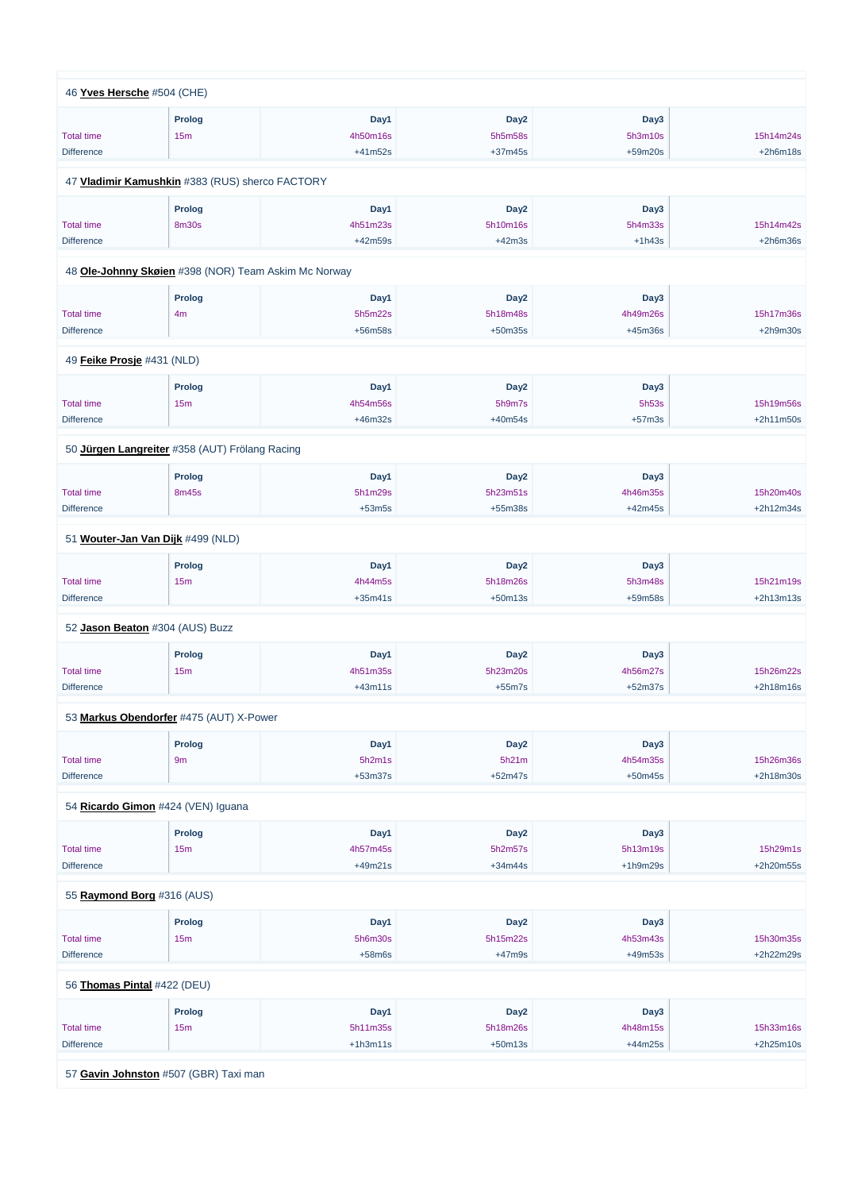46 **Yves Hersche** #504 (CHE)

| | Prolog | Day1 | Day2 | Day3 | |
|---|---|---|---|---|---|
| Total time | 15m | 4h50m16s | 5h5m58s | 5h3m10s | 15h14m24s |
| Difference | | +41m52s | +37m45s | +59m20s | +2h6m18s |

47 **Vladimir Kamushkin** #383 (RUS) sherco FACTORY

| | Prolog | Day1 | Day2 | Day3 | |
|---|---|---|---|---|---|
| Total time | 8m30s | 4h51m23s | 5h10m16s | 5h4m33s | 15h14m42s |
| Difference | | +42m59s | +42m3s | +1h43s | +2h6m36s |

48 **Ole-Johnny Skøien** #398 (NOR) Team Askim Mc Norway

| | Prolog | Day1 | Day2 | Day3 | |
|---|---|---|---|---|---|
| Total time | 4m | 5h5m22s | 5h18m48s | 4h49m26s | 15h17m36s |
| Difference | | +56m58s | +50m35s | +45m36s | +2h9m30s |

49 **Feike Prosje** #431 (NLD)

| | Prolog | Day1 | Day2 | Day3 | |
|---|---|---|---|---|---|
| Total time | 15m | 4h54m56s | 5h9m7s | 5h53s | 15h19m56s |
| Difference | | +46m32s | +40m54s | +57m3s | +2h11m50s |

50 **Jürgen Langreiter** #358 (AUT) Frölang Racing

| | Prolog | Day1 | Day2 | Day3 | |
|---|---|---|---|---|---|
| Total time | 8m45s | 5h1m29s | 5h23m51s | 4h46m35s | 15h20m40s |
| Difference | | +53m5s | +55m38s | +42m45s | +2h12m34s |

51 **Wouter-Jan Van Dijk** #499 (NLD)

| | Prolog | Day1 | Day2 | Day3 | |
|---|---|---|---|---|---|
| Total time | 15m | 4h44m5s | 5h18m26s | 5h3m48s | 15h21m19s |
| Difference | | +35m41s | +50m13s | +59m58s | +2h13m13s |

52 **Jason Beaton** #304 (AUS) Buzz

| | Prolog | Day1 | Day2 | Day3 | |
|---|---|---|---|---|---|
| Total time | 15m | 4h51m35s | 5h23m20s | 4h56m27s | 15h26m22s |
| Difference | | +43m11s | +55m7s | +52m37s | +2h18m16s |

53 **Markus Obendorfer** #475 (AUT) X-Power

| | Prolog | Day1 | Day2 | Day3 | |
|---|---|---|---|---|---|
| Total time | 9m | 5h2m1s | 5h21m | 4h54m35s | 15h26m36s |
| Difference | | +53m37s | +52m47s | +50m45s | +2h18m30s |

54 **Ricardo Gimon** #424 (VEN) Iguana

| | Prolog | Day1 | Day2 | Day3 | |
|---|---|---|---|---|---|
| Total time | 15m | 4h57m45s | 5h2m57s | 5h13m19s | 15h29m1s |
| Difference | | +49m21s | +34m44s | +1h9m29s | +2h20m55s |

55 **Raymond Borg** #316 (AUS)

| | Prolog | Day1 | Day2 | Day3 | |
|---|---|---|---|---|---|
| Total time | 15m | 5h6m30s | 5h15m22s | 4h53m43s | 15h30m35s |
| Difference | | +58m6s | +47m9s | +49m53s | +2h22m29s |

56 **Thomas Pintal** #422 (DEU)

| | Prolog | Day1 | Day2 | Day3 | |
|---|---|---|---|---|---|
| Total time | 15m | 5h11m35s | 5h18m26s | 4h48m15s | 15h33m16s |
| Difference | | +1h3m11s | +50m13s | +44m25s | +2h25m10s |

57 **Gavin Johnston** #507 (GBR) Taxi man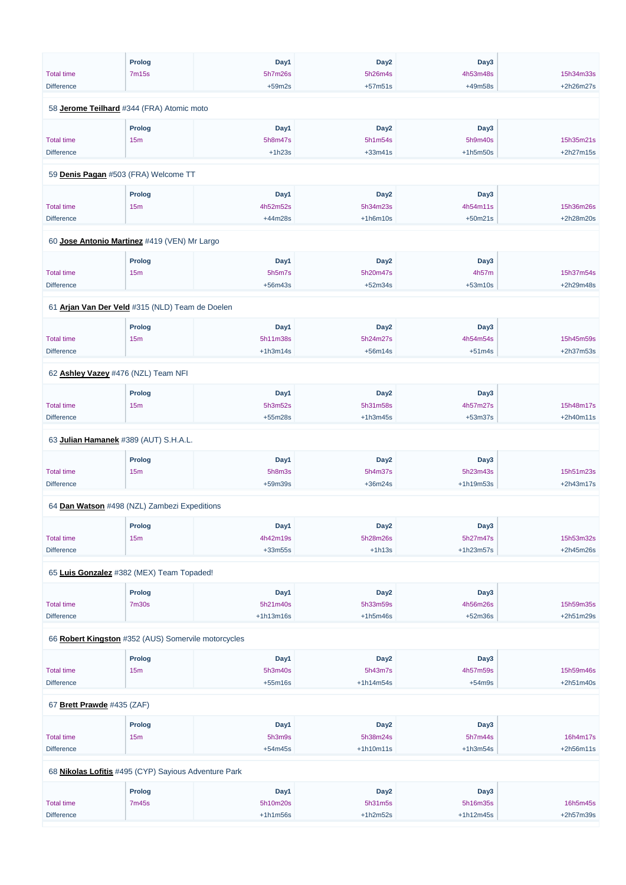| | Prolog | Day1 | Day2 | Day3 | |
|---|---|---|---|---|---|
| Total time | 7m15s | 5h7m26s | 5h26m4s | 4h53m48s | 15h34m33s |
| Difference | | +59m2s | +57m51s | +49m58s | +2h26m27s |

58 **Jerome Teilhard** #344 (FRA) Atomic moto

| | Prolog | Day1 | Day2 | Day3 | |
|---|---|---|---|---|---|
| Total time | 15m | 5h8m47s | 5h1m54s | 5h9m40s | 15h35m21s |
| Difference | | +1h23s | +33m41s | +1h5m50s | +2h27m15s |

59 **Denis Pagan** #503 (FRA) Welcome TT

| | Prolog | Day1 | Day2 | Day3 | |
|---|---|---|---|---|---|
| Total time | 15m | 4h52m52s | 5h34m23s | 4h54m11s | 15h36m26s |
| Difference | | +44m28s | +1h6m10s | +50m21s | +2h28m20s |

60 **Jose Antonio Martinez** #419 (VEN) Mr Largo

| | Prolog | Day1 | Day2 | Day3 | |
|---|---|---|---|---|---|
| Total time | 15m | 5h5m7s | 5h20m47s | 4h57m | 15h37m54s |
| Difference | | +56m43s | +52m34s | +53m10s | +2h29m48s |

61 **Arjan Van Der Veld** #315 (NLD) Team de Doelen

| | Prolog | Day1 | Day2 | Day3 | |
|---|---|---|---|---|---|
| Total time | 15m | 5h11m38s | 5h24m27s | 4h54m54s | 15h45m59s |
| Difference | | +1h3m14s | +56m14s | +51m4s | +2h37m53s |

62 **Ashley Vazey** #476 (NZL) Team NFI

| | Prolog | Day1 | Day2 | Day3 | |
|---|---|---|---|---|---|
| Total time | 15m | 5h3m52s | 5h31m58s | 4h57m27s | 15h48m17s |
| Difference | | +55m28s | +1h3m45s | +53m37s | +2h40m11s |

63 **Julian Hamanek** #389 (AUT) S.H.A.L.

| | Prolog | Day1 | Day2 | Day3 | |
|---|---|---|---|---|---|
| Total time | 15m | 5h8m3s | 5h4m37s | 5h23m43s | 15h51m23s |
| Difference | | +59m39s | +36m24s | +1h19m53s | +2h43m17s |

64 **Dan Watson** #498 (NZL) Zambezi Expeditions

| | Prolog | Day1 | Day2 | Day3 | |
|---|---|---|---|---|---|
| Total time | 15m | 4h42m19s | 5h28m26s | 5h27m47s | 15h53m32s |
| Difference | | +33m55s | +1h13s | +1h23m57s | +2h45m26s |

65 **Luis Gonzalez** #382 (MEX) Team Topaded!

| | Prolog | Day1 | Day2 | Day3 | |
|---|---|---|---|---|---|
| Total time | 7m30s | 5h21m40s | 5h33m59s | 4h56m26s | 15h59m35s |
| Difference | | +1h13m16s | +1h5m46s | +52m36s | +2h51m29s |

66 **Robert Kingston** #352 (AUS) Somervile motorcycles

| | Prolog | Day1 | Day2 | Day3 | |
|---|---|---|---|---|---|
| Total time | 15m | 5h3m40s | 5h43m7s | 4h57m59s | 15h59m46s |
| Difference | | +55m16s | +1h14m54s | +54m9s | +2h51m40s |

67 **Brett Prawde** #435 (ZAF)

| | Prolog | Day1 | Day2 | Day3 | |
|---|---|---|---|---|---|
| Total time | 15m | 5h3m9s | 5h38m24s | 5h7m44s | 16h4m17s |
| Difference | | +54m45s | +1h10m11s | +1h3m54s | +2h56m11s |

68 **Nikolas Lofitis** #495 (CYP) Sayious Adventure Park

| | Prolog | Day1 | Day2 | Day3 | |
|---|---|---|---|---|---|
| Total time | 7m45s | 5h10m20s | 5h31m5s | 5h16m35s | 16h5m45s |
| Difference | | +1h1m56s | +1h2m52s | +1h12m45s | +2h57m39s |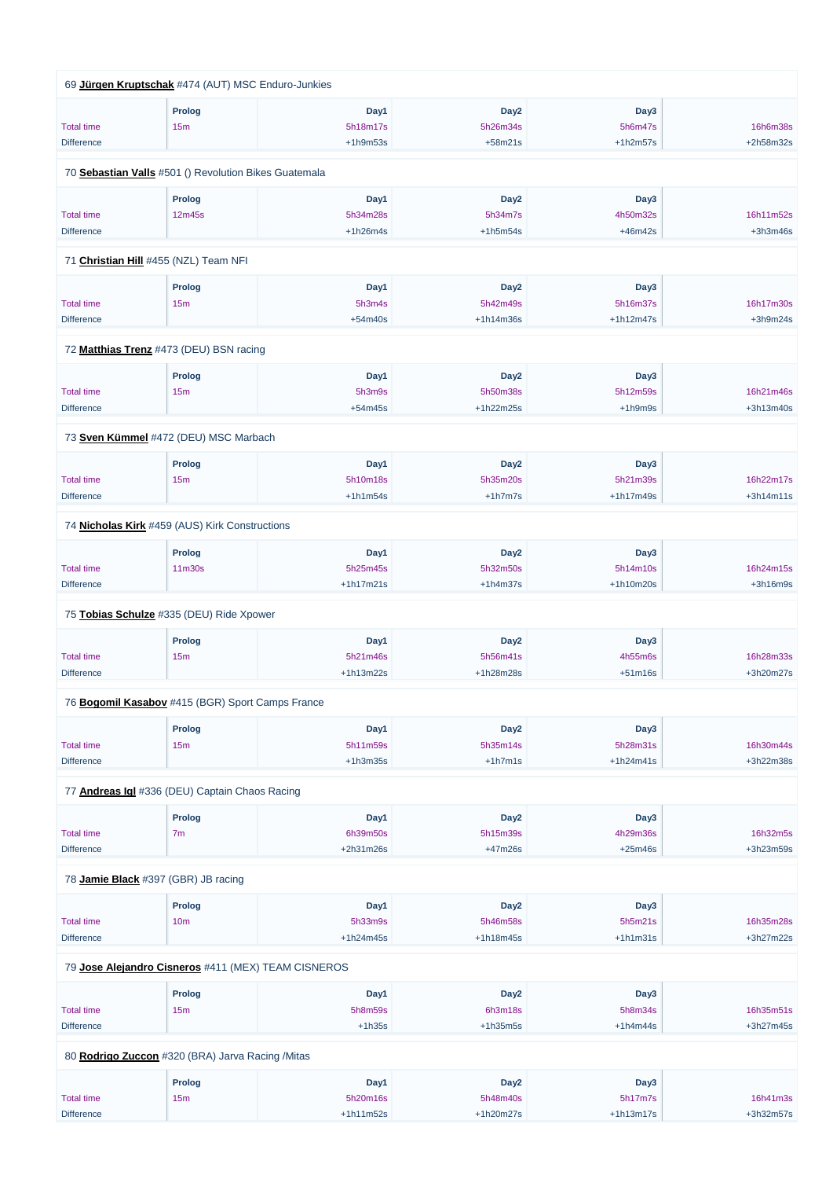69 **Jürgen Kruptschak** #474 (AUT) MSC Enduro-Junkies

| | Prolog | Day1 | Day2 | Day3 | |
|---|---|---|---|---|---|
| Total time | 15m | 5h18m17s | 5h26m34s | 5h6m47s | 16h6m38s |
| Difference | | +1h9m53s | +58m21s | +1h2m57s | +2h58m32s |

70 **Sebastian Valls** #501 () Revolution Bikes Guatemala

| | Prolog | Day1 | Day2 | Day3 | |
|---|---|---|---|---|---|
| Total time | 12m45s | 5h34m28s | 5h34m7s | 4h50m32s | 16h11m52s |
| Difference | | +1h26m4s | +1h5m54s | +46m42s | +3h3m46s |

71 **Christian Hill** #455 (NZL) Team NFI

| | Prolog | Day1 | Day2 | Day3 | |
|---|---|---|---|---|---|
| Total time | 15m | 5h3m4s | 5h42m49s | 5h16m37s | 16h17m30s |
| Difference | | +54m40s | +1h14m36s | +1h12m47s | +3h9m24s |

72 **Matthias Trenz** #473 (DEU) BSN racing

| | Prolog | Day1 | Day2 | Day3 | |
|---|---|---|---|---|---|
| Total time | 15m | 5h3m9s | 5h50m38s | 5h12m59s | 16h21m46s |
| Difference | | +54m45s | +1h22m25s | +1h9m9s | +3h13m40s |

73 **Sven Kümmel** #472 (DEU) MSC Marbach

| | Prolog | Day1 | Day2 | Day3 | |
|---|---|---|---|---|---|
| Total time | 15m | 5h10m18s | 5h35m20s | 5h21m39s | 16h22m17s |
| Difference | | +1h1m54s | +1h7m7s | +1h17m49s | +3h14m11s |

74 **Nicholas Kirk** #459 (AUS) Kirk Constructions

| | Prolog | Day1 | Day2 | Day3 | |
|---|---|---|---|---|---|
| Total time | 11m30s | 5h25m45s | 5h32m50s | 5h14m10s | 16h24m15s |
| Difference | | +1h17m21s | +1h4m37s | +1h10m20s | +3h16m9s |

75 **Tobias Schulze** #335 (DEU) Ride Xpower

| | Prolog | Day1 | Day2 | Day3 | |
|---|---|---|---|---|---|
| Total time | 15m | 5h21m46s | 5h56m41s | 4h55m6s | 16h28m33s |
| Difference | | +1h13m22s | +1h28m28s | +51m16s | +3h20m27s |

76 **Bogomil Kasabov** #415 (BGR) Sport Camps France

| | Prolog | Day1 | Day2 | Day3 | |
|---|---|---|---|---|---|
| Total time | 15m | 5h11m59s | 5h35m14s | 5h28m31s | 16h30m44s |
| Difference | | +1h3m35s | +1h7m1s | +1h24m41s | +3h22m38s |

77 **Andreas Igl** #336 (DEU) Captain Chaos Racing

| | Prolog | Day1 | Day2 | Day3 | |
|---|---|---|---|---|---|
| Total time | 7m | 6h39m50s | 5h15m39s | 4h29m36s | 16h32m5s |
| Difference | | +2h31m26s | +47m26s | +25m46s | +3h23m59s |

78 **Jamie Black** #397 (GBR) JB racing

| | Prolog | Day1 | Day2 | Day3 | |
|---|---|---|---|---|---|
| Total time | 10m | 5h33m9s | 5h46m58s | 5h5m21s | 16h35m28s |
| Difference | | +1h24m45s | +1h18m45s | +1h1m31s | +3h27m22s |

79 **Jose Alejandro Cisneros** #411 (MEX) TEAM CISNEROS

| | Prolog | Day1 | Day2 | Day3 | |
|---|---|---|---|---|---|
| Total time | 15m | 5h8m59s | 6h3m18s | 5h8m34s | 16h35m51s |
| Difference | | +1h35s | +1h35m5s | +1h4m44s | +3h27m45s |

80 **Rodrigo Zuccon** #320 (BRA) Jarva Racing /Mitas

| | Prolog | Day1 | Day2 | Day3 | |
|---|---|---|---|---|---|
| Total time | 15m | 5h20m16s | 5h48m40s | 5h17m7s | 16h41m3s |
| Difference | | +1h11m52s | +1h20m27s | +1h13m17s | +3h32m57s |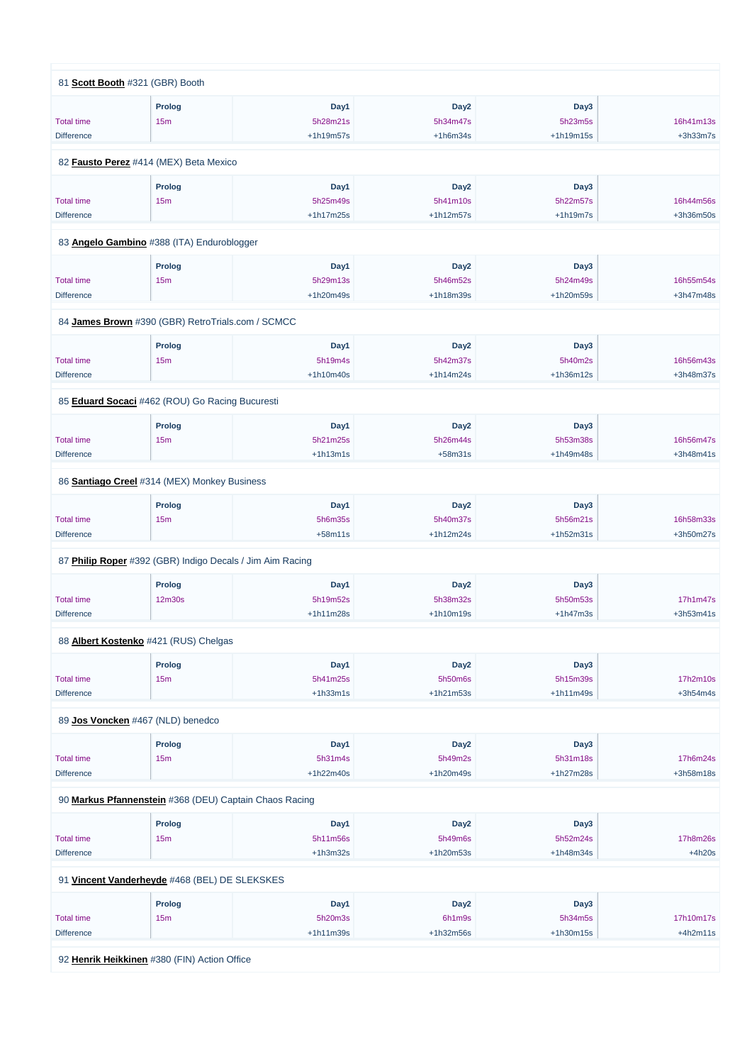81 **Scott Booth** #321 (GBR) Booth

| | Prolog | Day1 | Day2 | Day3 | |
|---|---|---|---|---|---|
| Total time | 15m | 5h28m21s | 5h34m47s | 5h23m5s | 16h41m13s |
| Difference | | +1h19m57s | +1h6m34s | +1h19m15s | +3h33m7s |

82 **Fausto Perez** #414 (MEX) Beta Mexico

| | Prolog | Day1 | Day2 | Day3 | |
|---|---|---|---|---|---|
| Total time | 15m | 5h25m49s | 5h41m10s | 5h22m57s | 16h44m56s |
| Difference | | +1h17m25s | +1h12m57s | +1h19m7s | +3h36m50s |

83 **Angelo Gambino** #388 (ITA) Enduroblogger

| | Prolog | Day1 | Day2 | Day3 | |
|---|---|---|---|---|---|
| Total time | 15m | 5h29m13s | 5h46m52s | 5h24m49s | 16h55m54s |
| Difference | | +1h20m49s | +1h18m39s | +1h20m59s | +3h47m48s |

84 **James Brown** #390 (GBR) RetroTrials.com / SCMCC

| | Prolog | Day1 | Day2 | Day3 | |
|---|---|---|---|---|---|
| Total time | 15m | 5h19m4s | 5h42m37s | 5h40m2s | 16h56m43s |
| Difference | | +1h10m40s | +1h14m24s | +1h36m12s | +3h48m37s |

85 **Eduard Socaci** #462 (ROU) Go Racing Bucuresti

| | Prolog | Day1 | Day2 | Day3 | |
|---|---|---|---|---|---|
| Total time | 15m | 5h21m25s | 5h26m44s | 5h53m38s | 16h56m47s |
| Difference | | +1h13m1s | +58m31s | +1h49m48s | +3h48m41s |

86 **Santiago Creel** #314 (MEX) Monkey Business

| | Prolog | Day1 | Day2 | Day3 | |
|---|---|---|---|---|---|
| Total time | 15m | 5h6m35s | 5h40m37s | 5h56m21s | 16h58m33s |
| Difference | | +58m11s | +1h12m24s | +1h52m31s | +3h50m27s |

87 **Philip Roper** #392 (GBR) Indigo Decals / Jim Aim Racing

| | Prolog | Day1 | Day2 | Day3 | |
|---|---|---|---|---|---|
| Total time | 12m30s | 5h19m52s | 5h38m32s | 5h50m53s | 17h1m47s |
| Difference | | +1h11m28s | +1h10m19s | +1h47m3s | +3h53m41s |

88 **Albert Kostenko** #421 (RUS) Chelgas

| | Prolog | Day1 | Day2 | Day3 | |
|---|---|---|---|---|---|
| Total time | 15m | 5h41m25s | 5h50m6s | 5h15m39s | 17h2m10s |
| Difference | | +1h33m1s | +1h21m53s | +1h11m49s | +3h54m4s |

89 **Jos Voncken** #467 (NLD) benedco

| | Prolog | Day1 | Day2 | Day3 | |
|---|---|---|---|---|---|
| Total time | 15m | 5h31m4s | 5h49m2s | 5h31m18s | 17h6m24s |
| Difference | | +1h22m40s | +1h20m49s | +1h27m28s | +3h58m18s |

90 **Markus Pfannenstein** #368 (DEU) Captain Chaos Racing

| | Prolog | Day1 | Day2 | Day3 | |
|---|---|---|---|---|---|
| Total time | 15m | 5h11m56s | 5h49m6s | 5h52m24s | 17h8m26s |
| Difference | | +1h3m32s | +1h20m53s | +1h48m34s | +4h20s |

91 **Vincent Vanderheyde** #468 (BEL) DE SLEKSKES

| | Prolog | Day1 | Day2 | Day3 | |
|---|---|---|---|---|---|
| Total time | 15m | 5h20m3s | 6h1m9s | 5h34m5s | 17h10m17s |
| Difference | | +1h11m39s | +1h32m56s | +1h30m15s | +4h2m11s |

92 **Henrik Heikkinen** #380 (FIN) Action Office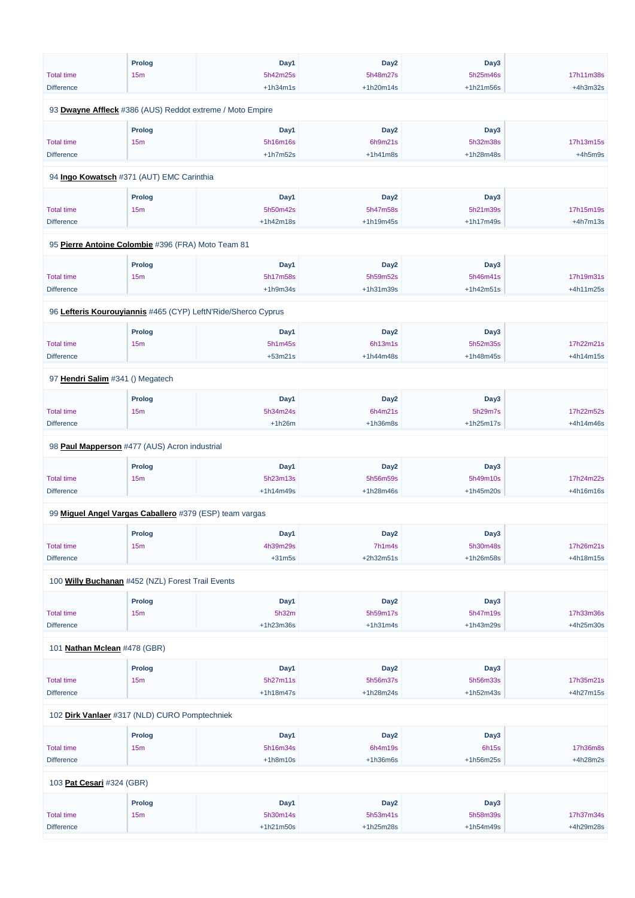| | Prolog | Day1 | Day2 | Day3 | |
|---|---|---|---|---|---|
| Total time | 15m | 5h42m25s | 5h48m27s | 5h25m46s | 17h11m38s |
| Difference | | +1h34m1s | +1h20m14s | +1h21m56s | +4h3m32s |

93 **Dwayne Affleck** #386 (AUS) Reddot extreme / Moto Empire

| | Prolog | Day1 | Day2 | Day3 | |
|---|---|---|---|---|---|
| Total time | 15m | 5h16m16s | 6h9m21s | 5h32m38s | 17h13m15s |
| Difference | | +1h7m52s | +1h41m8s | +1h28m48s | +4h5m9s |

94 **Ingo Kowatsch** #371 (AUT) EMC Carinthia

| | Prolog | Day1 | Day2 | Day3 | |
|---|---|---|---|---|---|
| Total time | 15m | 5h50m42s | 5h47m58s | 5h21m39s | 17h15m19s |
| Difference | | +1h42m18s | +1h19m45s | +1h17m49s | +4h7m13s |

95 **Pierre Antoine Colombie** #396 (FRA) Moto Team 81

| | Prolog | Day1 | Day2 | Day3 | |
|---|---|---|---|---|---|
| Total time | 15m | 5h17m58s | 5h59m52s | 5h46m41s | 17h19m31s |
| Difference | | +1h9m34s | +1h31m39s | +1h42m51s | +4h11m25s |

96 **Lefteris Kourouyiannis** #465 (CYP) LeftN'Ride/Sherco Cyprus

| | Prolog | Day1 | Day2 | Day3 | |
|---|---|---|---|---|---|
| Total time | 15m | 5h1m45s | 6h13m1s | 5h52m35s | 17h22m21s |
| Difference | | +53m21s | +1h44m48s | +1h48m45s | +4h14m15s |

97 **Hendri Salim** #341 () Megatech

| | Prolog | Day1 | Day2 | Day3 | |
|---|---|---|---|---|---|
| Total time | 15m | 5h34m24s | 6h4m21s | 5h29m7s | 17h22m52s |
| Difference | | +1h26m | +1h36m8s | +1h25m17s | +4h14m46s |

98 **Paul Mapperson** #477 (AUS) Acron industrial

| | Prolog | Day1 | Day2 | Day3 | |
|---|---|---|---|---|---|
| Total time | 15m | 5h23m13s | 5h56m59s | 5h49m10s | 17h24m22s |
| Difference | | +1h14m49s | +1h28m46s | +1h45m20s | +4h16m16s |

99 **Miguel Angel Vargas Caballero** #379 (ESP) team vargas

| | Prolog | Day1 | Day2 | Day3 | |
|---|---|---|---|---|---|
| Total time | 15m | 4h39m29s | 7h1m4s | 5h30m48s | 17h26m21s |
| Difference | | +31m5s | +2h32m51s | +1h26m58s | +4h18m15s |

100 **Willy Buchanan** #452 (NZL) Forest Trail Events

| | Prolog | Day1 | Day2 | Day3 | |
|---|---|---|---|---|---|
| Total time | 15m | 5h32m | 5h59m17s | 5h47m19s | 17h33m36s |
| Difference | | +1h23m36s | +1h31m4s | +1h43m29s | +4h25m30s |

101 **Nathan Mclean** #478 (GBR)

| | Prolog | Day1 | Day2 | Day3 | |
|---|---|---|---|---|---|
| Total time | 15m | 5h27m11s | 5h56m37s | 5h56m33s | 17h35m21s |
| Difference | | +1h18m47s | +1h28m24s | +1h52m43s | +4h27m15s |

102 **Dirk Vanlaer** #317 (NLD) CURO Pomptechniek

| | Prolog | Day1 | Day2 | Day3 | |
|---|---|---|---|---|---|
| Total time | 15m | 5h16m34s | 6h4m19s | 6h15s | 17h36m8s |
| Difference | | +1h8m10s | +1h36m6s | +1h56m25s | +4h28m2s |

103 **Pat Cesari** #324 (GBR)

| | Prolog | Day1 | Day2 | Day3 | |
|---|---|---|---|---|---|
| Total time | 15m | 5h30m14s | 5h53m41s | 5h58m39s | 17h37m34s |
| Difference | | +1h21m50s | +1h25m28s | +1h54m49s | +4h29m28s |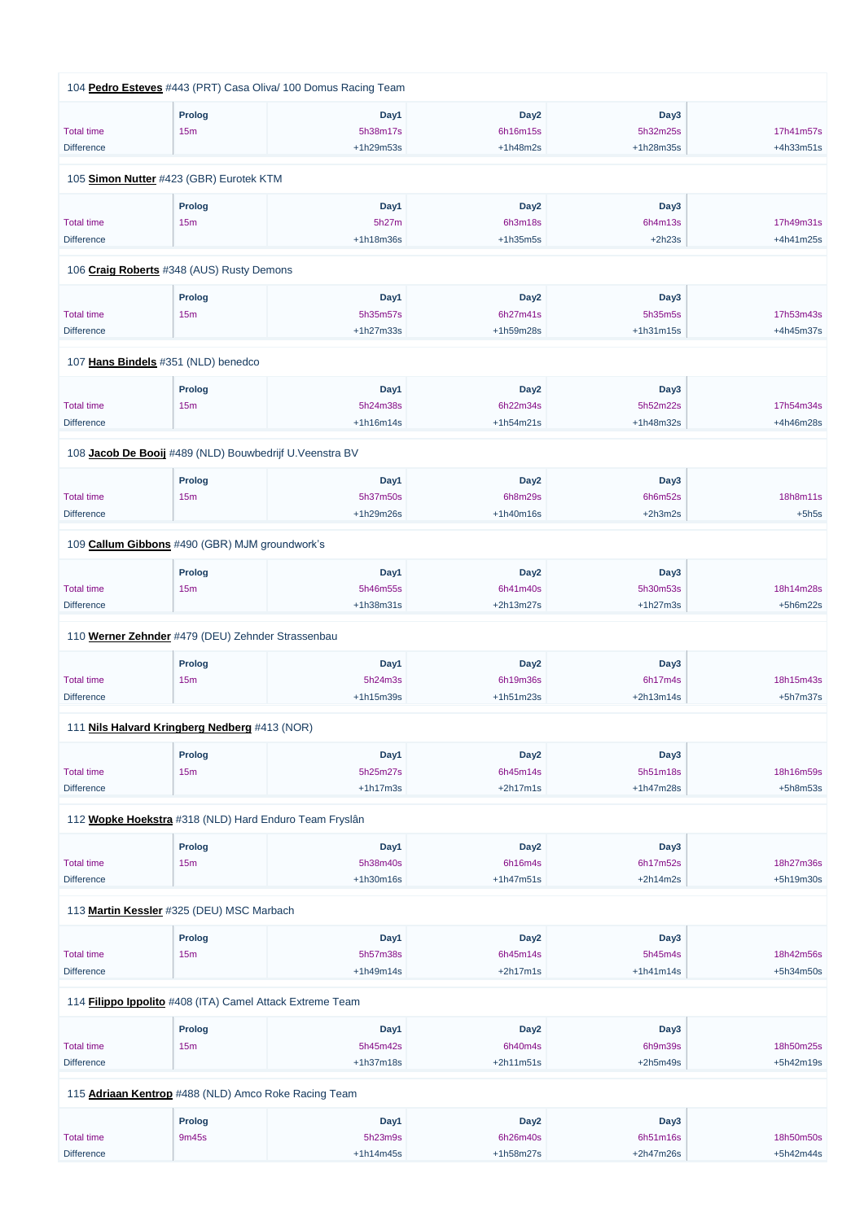104 **Pedro Esteves** #443 (PRT) Casa Oliva/ 100 Domus Racing Team

| | Prolog | Day1 | Day2 | Day3 | |
|---|---|---|---|---|---|
| Total time | 15m | 5h38m17s | 6h16m15s | 5h32m25s | 17h41m57s |
| Difference | | +1h29m53s | +1h48m2s | +1h28m35s | +4h33m51s |

105 **Simon Nutter** #423 (GBR) Eurotek KTM

| | Prolog | Day1 | Day2 | Day3 | |
|---|---|---|---|---|---|
| Total time | 15m | 5h27m | 6h3m18s | 6h4m13s | 17h49m31s |
| Difference | | +1h18m36s | +1h35m5s | +2h23s | +4h41m25s |

106 **Craig Roberts** #348 (AUS) Rusty Demons

| | Prolog | Day1 | Day2 | Day3 | |
|---|---|---|---|---|---|
| Total time | 15m | 5h35m57s | 6h27m41s | 5h35m5s | 17h53m43s |
| Difference | | +1h27m33s | +1h59m28s | +1h31m15s | +4h45m37s |

107 **Hans Bindels** #351 (NLD) benedco

| | Prolog | Day1 | Day2 | Day3 | |
|---|---|---|---|---|---|
| Total time | 15m | 5h24m38s | 6h22m34s | 5h52m22s | 17h54m34s |
| Difference | | +1h16m14s | +1h54m21s | +1h48m32s | +4h46m28s |

108 **Jacob De Booij** #489 (NLD) Bouwbedrijf U.Veenstra BV

| | Prolog | Day1 | Day2 | Day3 | |
|---|---|---|---|---|---|
| Total time | 15m | 5h37m50s | 6h8m29s | 6h6m52s | 18h8m11s |
| Difference | | +1h29m26s | +1h40m16s | +2h3m2s | +5h5s |

109 **Callum Gibbons** #490 (GBR) MJM groundwork's

| | Prolog | Day1 | Day2 | Day3 | |
|---|---|---|---|---|---|
| Total time | 15m | 5h46m55s | 6h41m40s | 5h30m53s | 18h14m28s |
| Difference | | +1h38m31s | +2h13m27s | +1h27m3s | +5h6m22s |

110 **Werner Zehnder** #479 (DEU) Zehnder Strassenbau

| | Prolog | Day1 | Day2 | Day3 | |
|---|---|---|---|---|---|
| Total time | 15m | 5h24m3s | 6h19m36s | 6h17m4s | 18h15m43s |
| Difference | | +1h15m39s | +1h51m23s | +2h13m14s | +5h7m37s |

111 **Nils Halvard Kringberg Nedberg** #413 (NOR)

| | Prolog | Day1 | Day2 | Day3 | |
|---|---|---|---|---|---|
| Total time | 15m | 5h25m27s | 6h45m14s | 5h51m18s | 18h16m59s |
| Difference | | +1h17m3s | +2h17m1s | +1h47m28s | +5h8m53s |

112 **Wopke Hoekstra** #318 (NLD) Hard Enduro Team Fryslân

| | Prolog | Day1 | Day2 | Day3 | |
|---|---|---|---|---|---|
| Total time | 15m | 5h38m40s | 6h16m4s | 6h17m52s | 18h27m36s |
| Difference | | +1h30m16s | +1h47m51s | +2h14m2s | +5h19m30s |

113 **Martin Kessler** #325 (DEU) MSC Marbach

| | Prolog | Day1 | Day2 | Day3 | |
|---|---|---|---|---|---|
| Total time | 15m | 5h57m38s | 6h45m14s | 5h45m4s | 18h42m56s |
| Difference | | +1h49m14s | +2h17m1s | +1h41m14s | +5h34m50s |

114 **Filippo Ippolito** #408 (ITA) Camel Attack Extreme Team

| | Prolog | Day1 | Day2 | Day3 | |
|---|---|---|---|---|---|
| Total time | 15m | 5h45m42s | 6h40m4s | 6h9m39s | 18h50m25s |
| Difference | | +1h37m18s | +2h11m51s | +2h5m49s | +5h42m19s |

115 **Adriaan Kentrop** #488 (NLD) Amco Roke Racing Team

| | Prolog | Day1 | Day2 | Day3 | |
|---|---|---|---|---|---|
| Total time | 9m45s | 5h23m9s | 6h26m40s | 6h51m16s | 18h50m50s |
| Difference | | +1h14m45s | +1h58m27s | +2h47m26s | +5h42m44s |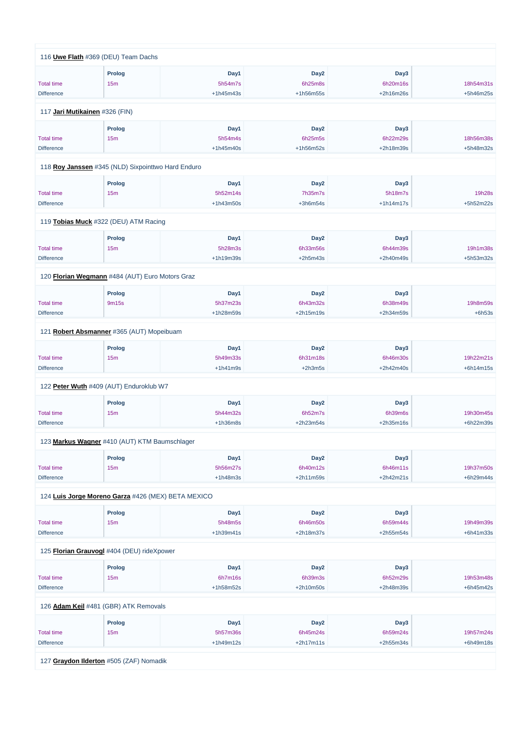116 **Uwe Flath** #369 (DEU) Team Dachs

| | Prolog | Day1 | Day2 | Day3 | |
|---|---|---|---|---|---|
| Total time | 15m | 5h54m7s | 6h25m8s | 6h20m16s | 18h54m31s |
| Difference | | +1h45m43s | +1h56m55s | +2h16m26s | +5h46m25s |

117 **Jari Mutikainen** #326 (FIN)

| | Prolog | Day1 | Day2 | Day3 | |
|---|---|---|---|---|---|
| Total time | 15m | 5h54m4s | 6h25m5s | 6h22m29s | 18h56m38s |
| Difference | | +1h45m40s | +1h56m52s | +2h18m39s | +5h48m32s |

118 **Roy Janssen** #345 (NLD) Sixpointtwo Hard Enduro

| | Prolog | Day1 | Day2 | Day3 | |
|---|---|---|---|---|---|
| Total time | 15m | 5h52m14s | 7h35m7s | 5h18m7s | 19h28s |
| Difference | | +1h43m50s | +3h6m54s | +1h14m17s | +5h52m22s |

119 **Tobias Muck** #322 (DEU) ATM Racing

| | Prolog | Day1 | Day2 | Day3 | |
|---|---|---|---|---|---|
| Total time | 15m | 5h28m3s | 6h33m56s | 6h44m39s | 19h1m38s |
| Difference | | +1h19m39s | +2h5m43s | +2h40m49s | +5h53m32s |

120 **Florian Wegmann** #484 (AUT) Euro Motors Graz

| | Prolog | Day1 | Day2 | Day3 | |
|---|---|---|---|---|---|
| Total time | 9m15s | 5h37m23s | 6h43m32s | 6h38m49s | 19h8m59s |
| Difference | | +1h28m59s | +2h15m19s | +2h34m59s | +6h53s |

121 **Robert Absmanner** #365 (AUT) Mopeibuam

| | Prolog | Day1 | Day2 | Day3 | |
|---|---|---|---|---|---|
| Total time | 15m | 5h49m33s | 6h31m18s | 6h46m30s | 19h22m21s |
| Difference | | +1h41m9s | +2h3m5s | +2h42m40s | +6h14m15s |

122 **Peter Wuth** #409 (AUT) Enduroklub W7

| | Prolog | Day1 | Day2 | Day3 | |
|---|---|---|---|---|---|
| Total time | 15m | 5h44m32s | 6h52m7s | 6h39m6s | 19h30m45s |
| Difference | | +1h36m8s | +2h23m54s | +2h35m16s | +6h22m39s |

123 **Markus Wagner** #410 (AUT) KTM Baumschlager

| | Prolog | Day1 | Day2 | Day3 | |
|---|---|---|---|---|---|
| Total time | 15m | 5h56m27s | 6h40m12s | 6h46m11s | 19h37m50s |
| Difference | | +1h48m3s | +2h11m59s | +2h42m21s | +6h29m44s |

124 **Luis Jorge Moreno Garza** #426 (MEX) BETA MEXICO

| | Prolog | Day1 | Day2 | Day3 | |
|---|---|---|---|---|---|
| Total time | 15m | 5h48m5s | 6h46m50s | 6h59m44s | 19h49m39s |
| Difference | | +1h39m41s | +2h18m37s | +2h55m54s | +6h41m33s |

125 **Florian Grauvogl** #404 (DEU) rideXpower

| | Prolog | Day1 | Day2 | Day3 | |
|---|---|---|---|---|---|
| Total time | 15m | 6h7m16s | 6h39m3s | 6h52m29s | 19h53m48s |
| Difference | | +1h58m52s | +2h10m50s | +2h48m39s | +6h45m42s |

126 **Adam Keil** #481 (GBR) ATK Removals

| | Prolog | Day1 | Day2 | Day3 | |
|---|---|---|---|---|---|
| Total time | 15m | 5h57m36s | 6h45m24s | 6h59m24s | 19h57m24s |
| Difference | | +1h49m12s | +2h17m11s | +2h55m34s | +6h49m18s |

127 **Graydon Ilderton** #505 (ZAF) Nomadik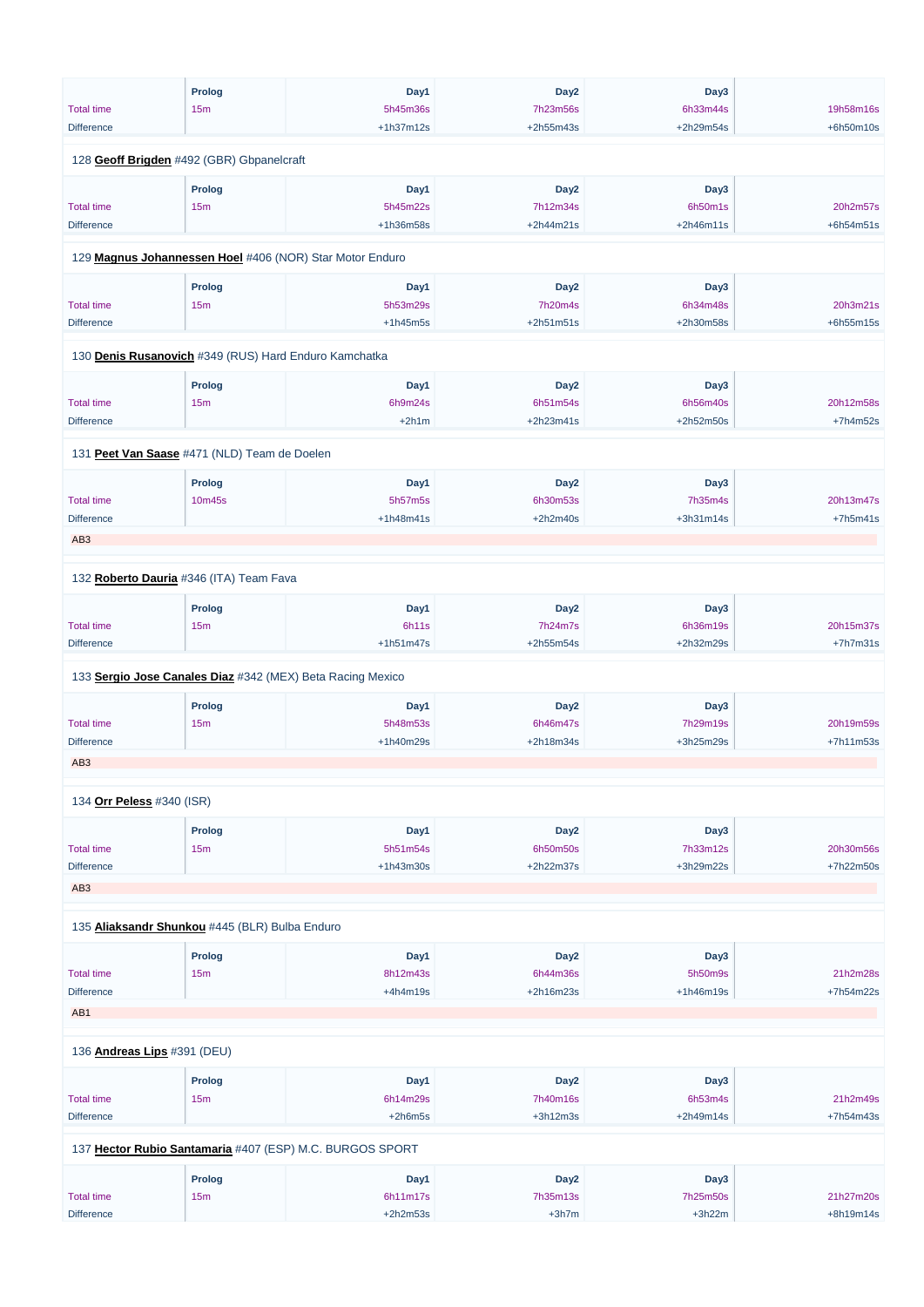| | Prolog | Day1 | Day2 | Day3 | |
|---|---|---|---|---|---|
| Total time | 15m | 5h45m36s | 7h23m56s | 6h33m44s | 19h58m16s |
| Difference | | +1h37m12s | +2h55m43s | +2h29m54s | +6h50m10s |

128 **Geoff Brigden** #492 (GBR) Gbpanelcraft

| | Prolog | Day1 | Day2 | Day3 | |
|---|---|---|---|---|---|
| Total time | 15m | 5h45m22s | 7h12m34s | 6h50m1s | 20h2m57s |
| Difference | | +1h36m58s | +2h44m21s | +2h46m11s | +6h54m51s |

129 **Magnus Johannessen Hoel** #406 (NOR) Star Motor Enduro

| | Prolog | Day1 | Day2 | Day3 | |
|---|---|---|---|---|---|
| Total time | 15m | 5h53m29s | 7h20m4s | 6h34m48s | 20h3m21s |
| Difference | | +1h45m5s | +2h51m51s | +2h30m58s | +6h55m15s |

130 **Denis Rusanovich** #349 (RUS) Hard Enduro Kamchatka

| | Prolog | Day1 | Day2 | Day3 | |
|---|---|---|---|---|---|
| Total time | 15m | 6h9m24s | 6h51m54s | 6h56m40s | 20h12m58s |
| Difference | | +2h1m | +2h23m41s | +2h52m50s | +7h4m52s |

131 **Peet Van Saase** #471 (NLD) Team de Doelen

| | Prolog | Day1 | Day2 | Day3 | |
|---|---|---|---|---|---|
| Total time | 10m45s | 5h57m5s | 6h30m53s | 7h35m4s | 20h13m47s |
| Difference | | +1h48m41s | +2h2m40s | +3h31m14s | +7h5m41s |

AB3

132 **Roberto Dauria** #346 (ITA) Team Fava

| | Prolog | Day1 | Day2 | Day3 | |
|---|---|---|---|---|---|
| Total time | 15m | 6h11s | 7h24m7s | 6h36m19s | 20h15m37s |
| Difference | | +1h51m47s | +2h55m54s | +2h32m29s | +7h7m31s |

133 **Sergio Jose Canales Diaz** #342 (MEX) Beta Racing Mexico

| | Prolog | Day1 | Day2 | Day3 | |
|---|---|---|---|---|---|
| Total time | 15m | 5h48m53s | 6h46m47s | 7h29m19s | 20h19m59s |
| Difference | | +1h40m29s | +2h18m34s | +3h25m29s | +7h11m53s |

AB3

134 **Orr Peless** #340 (ISR)

| | Prolog | Day1 | Day2 | Day3 | |
|---|---|---|---|---|---|
| Total time | 15m | 5h51m54s | 6h50m50s | 7h33m12s | 20h30m56s |
| Difference | | +1h43m30s | +2h22m37s | +3h29m22s | +7h22m50s |

AB3

135 **Aliaksandr Shunkou** #445 (BLR) Bulba Enduro

| | Prolog | Day1 | Day2 | Day3 | |
|---|---|---|---|---|---|
| Total time | 15m | 8h12m43s | 6h44m36s | 5h50m9s | 21h2m28s |
| Difference | | +4h4m19s | +2h16m23s | +1h46m19s | +7h54m22s |

AB1

136 **Andreas Lips** #391 (DEU)

| | Prolog | Day1 | Day2 | Day3 | |
|---|---|---|---|---|---|
| Total time | 15m | 6h14m29s | 7h40m16s | 6h53m4s | 21h2m49s |
| Difference | | +2h6m5s | +3h12m3s | +2h49m14s | +7h54m43s |

137 **Hector Rubio Santamaria** #407 (ESP) M.C. BURGOS SPORT

| | Prolog | Day1 | Day2 | Day3 | |
|---|---|---|---|---|---|
| Total time | 15m | 6h11m17s | 7h35m13s | 7h25m50s | 21h27m20s |
| Difference | | +2h2m53s | +3h7m | +3h22m | +8h19m14s |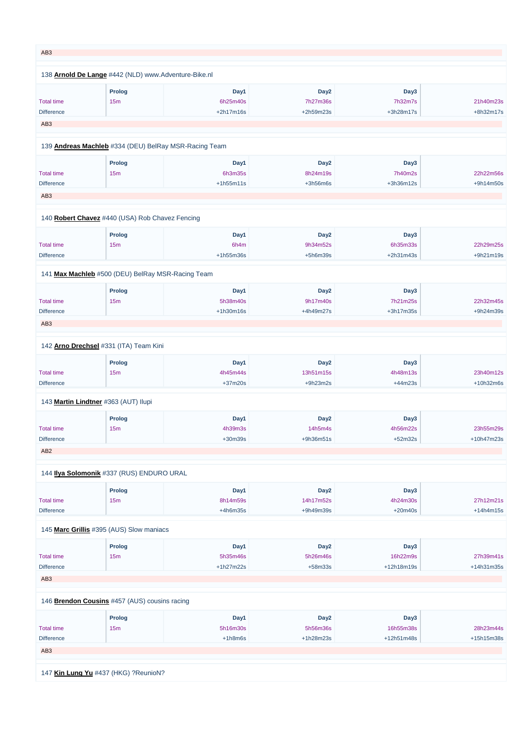AB3

138 **Arnold De Lange** #442 (NLD) www.Adventure-Bike.nl

| | Prolog | Day1 | Day2 | Day3 | |
|---|---|---|---|---|---|
| Total time | 15m | 6h25m40s | 7h27m36s | 7h32m7s | 21h40m23s |
| Difference | | +2h17m16s | +2h59m23s | +3h28m17s | +8h32m17s |

AB3

139 **Andreas Machleb** #334 (DEU) BelRay MSR-Racing Team

| | Prolog | Day1 | Day2 | Day3 | |
|---|---|---|---|---|---|
| Total time | 15m | 6h3m35s | 8h24m19s | 7h40m2s | 22h22m56s |
| Difference | | +1h55m11s | +3h56m6s | +3h36m12s | +9h14m50s |

AB3

140 **Robert Chavez** #440 (USA) Rob Chavez Fencing

| | Prolog | Day1 | Day2 | Day3 | |
|---|---|---|---|---|---|
| Total time | 15m | 6h4m | 9h34m52s | 6h35m33s | 22h29m25s |
| Difference | | +1h55m36s | +5h6m39s | +2h31m43s | +9h21m19s |

141 **Max Machleb** #500 (DEU) BelRay MSR-Racing Team

| | Prolog | Day1 | Day2 | Day3 | |
|---|---|---|---|---|---|
| Total time | 15m | 5h38m40s | 9h17m40s | 7h21m25s | 22h32m45s |
| Difference | | +1h30m16s | +4h49m27s | +3h17m35s | +9h24m39s |

AB3

142 **Arno Drechsel** #331 (ITA) Team Kini

| | Prolog | Day1 | Day2 | Day3 | |
|---|---|---|---|---|---|
| Total time | 15m | 4h45m44s | 13h51m15s | 4h48m13s | 23h40m12s |
| Difference | | +37m20s | +9h23m2s | +44m23s | +10h32m6s |

143 **Martin Lindtner** #363 (AUT) Ilupi

| | Prolog | Day1 | Day2 | Day3 | |
|---|---|---|---|---|---|
| Total time | 15m | 4h39m3s | 14h5m4s | 4h56m22s | 23h55m29s |
| Difference | | +30m39s | +9h36m51s | +52m32s | +10h47m23s |

AB2

144 **Ilya Solomonik** #337 (RUS) ENDURO URAL

| | Prolog | Day1 | Day2 | Day3 | |
|---|---|---|---|---|---|
| Total time | 15m | 8h14m59s | 14h17m52s | 4h24m30s | 27h12m21s |
| Difference | | +4h6m35s | +9h49m39s | +20m40s | +14h4m15s |

145 **Marc Grillis** #395 (AUS) Slow maniacs

| | Prolog | Day1 | Day2 | Day3 | |
|---|---|---|---|---|---|
| Total time | 15m | 5h35m46s | 5h26m46s | 16h22m9s | 27h39m41s |
| Difference | | +1h27m22s | +58m33s | +12h18m19s | +14h31m35s |

AB3

146 **Brendon Cousins** #457 (AUS) cousins racing

| | Prolog | Day1 | Day2 | Day3 | |
|---|---|---|---|---|---|
| Total time | 15m | 5h16m30s | 5h56m36s | 16h55m38s | 28h23m44s |
| Difference | | +1h8m6s | +1h28m23s | +12h51m48s | +15h15m38s |

AB3

147 **Kin Lung Yu** #437 (HKG) ?ReunioN?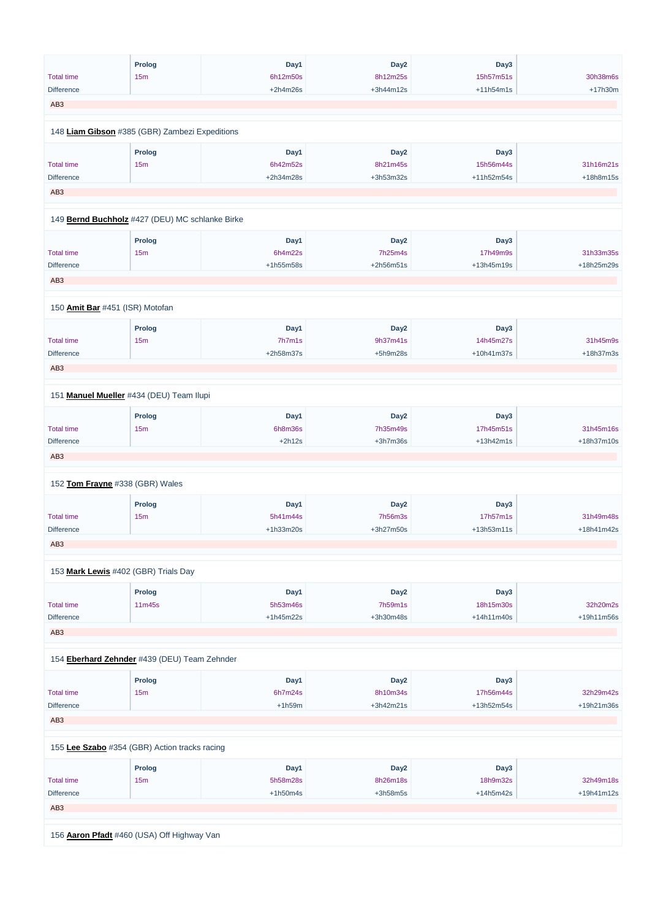| | Prolog | Day1 | Day2 | Day3 | |
|---|---|---|---|---|---|
| Total time | 15m | 6h12m50s | 8h12m25s | 15h57m51s | 30h38m6s |
| Difference | | +2h4m26s | +3h44m12s | +11h54m1s | +17h30m |

AB3

148 **Liam Gibson** #385 (GBR) Zambezi Expeditions

| | Prolog | Day1 | Day2 | Day3 | |
|---|---|---|---|---|---|
| Total time | 15m | 6h42m52s | 8h21m45s | 15h56m44s | 31h16m21s |
| Difference | | +2h34m28s | +3h53m32s | +11h52m54s | +18h8m15s |

AB3

149 **Bernd Buchholz** #427 (DEU) MC schlanke Birke

| | Prolog | Day1 | Day2 | Day3 | |
|---|---|---|---|---|---|
| Total time | 15m | 6h4m22s | 7h25m4s | 17h49m9s | 31h33m35s |
| Difference | | +1h55m58s | +2h56m51s | +13h45m19s | +18h25m29s |

AB3

150 **Amit Bar** #451 (ISR) Motofan

| | Prolog | Day1 | Day2 | Day3 | |
|---|---|---|---|---|---|
| Total time | 15m | 7h7m1s | 9h37m41s | 14h45m27s | 31h45m9s |
| Difference | | +2h58m37s | +5h9m28s | +10h41m37s | +18h37m3s |

AB3

151 **Manuel Mueller** #434 (DEU) Team Ilupi

| | Prolog | Day1 | Day2 | Day3 | |
|---|---|---|---|---|---|
| Total time | 15m | 6h8m36s | 7h35m49s | 17h45m51s | 31h45m16s |
| Difference | | +2h12s | +3h7m36s | +13h42m1s | +18h37m10s |

AB3

152 **Tom Frayne** #338 (GBR) Wales

| | Prolog | Day1 | Day2 | Day3 | |
|---|---|---|---|---|---|
| Total time | 15m | 5h41m44s | 7h56m3s | 17h57m1s | 31h49m48s |
| Difference | | +1h33m20s | +3h27m50s | +13h53m11s | +18h41m42s |

AB3

153 **Mark Lewis** #402 (GBR) Trials Day

| | Prolog | Day1 | Day2 | Day3 | |
|---|---|---|---|---|---|
| Total time | 11m45s | 5h53m46s | 7h59m1s | 18h15m30s | 32h20m2s |
| Difference | | +1h45m22s | +3h30m48s | +14h11m40s | +19h11m56s |

AB3

154 **Eberhard Zehnder** #439 (DEU) Team Zehnder

| | Prolog | Day1 | Day2 | Day3 | |
|---|---|---|---|---|---|
| Total time | 15m | 6h7m24s | 8h10m34s | 17h56m44s | 32h29m42s |
| Difference | | +1h59m | +3h42m21s | +13h52m54s | +19h21m36s |

AB3

155 **Lee Szabo** #354 (GBR) Action tracks racing

| | Prolog | Day1 | Day2 | Day3 | |
|---|---|---|---|---|---|
| Total time | 15m | 5h58m28s | 8h26m18s | 18h9m32s | 32h49m18s |
| Difference | | +1h50m4s | +3h58m5s | +14h5m42s | +19h41m12s |

AB3

156 **Aaron Pfadt** #460 (USA) Off Highway Van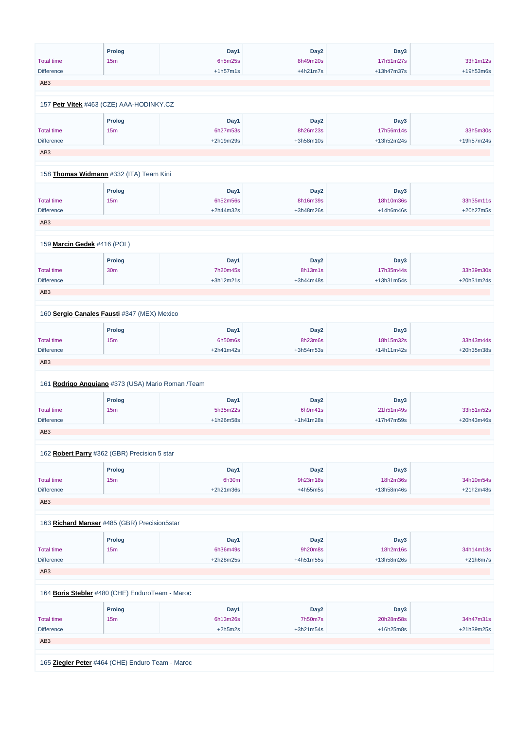| | Prolog | Day1 | Day2 | Day3 | |
|---|---|---|---|---|---|
| Total time | 15m | 6h5m25s | 8h49m20s | 17h51m27s | 33h1m12s |
| Difference | | +1h57m1s | +4h21m7s | +13h47m37s | +19h53m6s |

AB3

157 **Petr Vítek** #463 (CZE) AAA-HODINKY.CZ

| | Prolog | Day1 | Day2 | Day3 | |
|---|---|---|---|---|---|
| Total time | 15m | 6h27m53s | 8h26m23s | 17h56m14s | 33h5m30s |
| Difference | | +2h19m29s | +3h58m10s | +13h52m24s | +19h57m24s |

AB3

158 **Thomas Widmann** #332 (ITA) Team Kini

| | Prolog | Day1 | Day2 | Day3 | |
|---|---|---|---|---|---|
| Total time | 15m | 6h52m56s | 8h16m39s | 18h10m36s | 33h35m11s |
| Difference | | +2h44m32s | +3h48m26s | +14h6m46s | +20h27m5s |

AB3

159 **Marcin Gedek** #416 (POL)

| | Prolog | Day1 | Day2 | Day3 | |
|---|---|---|---|---|---|
| Total time | 30m | 7h20m45s | 8h13m1s | 17h35m44s | 33h39m30s |
| Difference | | +3h12m21s | +3h44m48s | +13h31m54s | +20h31m24s |

AB3

160 **Sergio Canales Fausti** #347 (MEX) Mexico

| | Prolog | Day1 | Day2 | Day3 | |
|---|---|---|---|---|---|
| Total time | 15m | 6h50m6s | 8h23m6s | 18h15m32s | 33h43m44s |
| Difference | | +2h41m42s | +3h54m53s | +14h11m42s | +20h35m38s |

AB3

161 **Rodrigo Anguiano** #373 (USA) Mario Roman /Team

| | Prolog | Day1 | Day2 | Day3 | |
|---|---|---|---|---|---|
| Total time | 15m | 5h35m22s | 6h9m41s | 21h51m49s | 33h51m52s |
| Difference | | +1h26m58s | +1h41m28s | +17h47m59s | +20h43m46s |

AB3

162 **Robert Parry** #362 (GBR) Precision 5 star

| | Prolog | Day1 | Day2 | Day3 | |
|---|---|---|---|---|---|
| Total time | 15m | 6h30m | 9h23m18s | 18h2m36s | 34h10m54s |
| Difference | | +2h21m36s | +4h55m5s | +13h58m46s | +21h2m48s |

AB3

163 **Richard Manser** #485 (GBR) Precision5star

| | Prolog | Day1 | Day2 | Day3 | |
|---|---|---|---|---|---|
| Total time | 15m | 6h36m49s | 9h20m8s | 18h2m16s | 34h14m13s |
| Difference | | +2h28m25s | +4h51m55s | +13h58m26s | +21h6m7s |

AB3

164 **Boris Stebler** #480 (CHE) EnduroTeam - Maroc

| | Prolog | Day1 | Day2 | Day3 | |
|---|---|---|---|---|---|
| Total time | 15m | 6h13m26s | 7h50m7s | 20h28m58s | 34h47m31s |
| Difference | | +2h5m2s | +3h21m54s | +16h25m8s | +21h39m25s |

AB3

165 **Ziegler Peter** #464 (CHE) Enduro Team - Maroc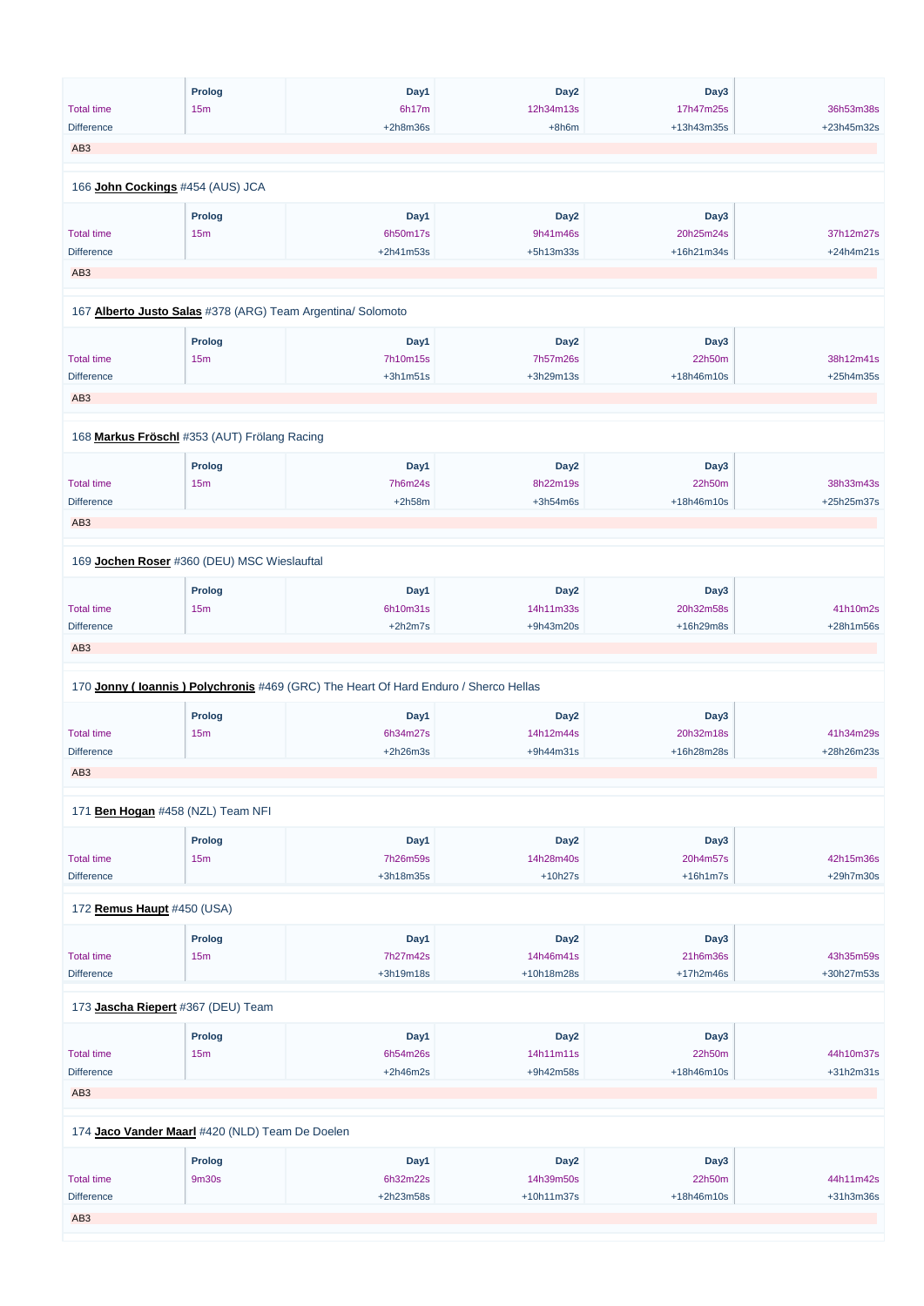| | Prolog | Day1 | Day2 | Day3 | |
|---|---|---|---|---|---|
| Total time | 15m | 6h17m | 12h34m13s | 17h47m25s | 36h53m38s |
| Difference | | +2h8m36s | +8h6m | +13h43m35s | +23h45m32s |

AB3

166 **John Cockings** #454 (AUS) JCA

| | Prolog | Day1 | Day2 | Day3 | |
|---|---|---|---|---|---|
| Total time | 15m | 6h50m17s | 9h41m46s | 20h25m24s | 37h12m27s |
| Difference | | +2h41m53s | +5h13m33s | +16h21m34s | +24h4m21s |

AB3

167 **Alberto Justo Salas** #378 (ARG) Team Argentina/ Solomoto

| | Prolog | Day1 | Day2 | Day3 | |
|---|---|---|---|---|---|
| Total time | 15m | 7h10m15s | 7h57m26s | 22h50m | 38h12m41s |
| Difference | | +3h1m51s | +3h29m13s | +18h46m10s | +25h4m35s |

AB3

168 **Markus Fröschl** #353 (AUT) Frölang Racing

| | Prolog | Day1 | Day2 | Day3 | |
|---|---|---|---|---|---|
| Total time | 15m | 7h6m24s | 8h22m19s | 22h50m | 38h33m43s |
| Difference | | +2h58m | +3h54m6s | +18h46m10s | +25h25m37s |

AB3

169 **Jochen Roser** #360 (DEU) MSC Wieslauftal

| | Prolog | Day1 | Day2 | Day3 | |
|---|---|---|---|---|---|
| Total time | 15m | 6h10m31s | 14h11m33s | 20h32m58s | 41h10m2s |
| Difference | | +2h2m7s | +9h43m20s | +16h29m8s | +28h1m56s |

AB3

170 **Jonny ( Ioannis ) Polychronis** #469 (GRC) The Heart Of Hard Enduro / Sherco Hellas

| | Prolog | Day1 | Day2 | Day3 | |
|---|---|---|---|---|---|
| Total time | 15m | 6h34m27s | 14h12m44s | 20h32m18s | 41h34m29s |
| Difference | | +2h26m3s | +9h44m31s | +16h28m28s | +28h26m23s |

AB3

171 **Ben Hogan** #458 (NZL) Team NFI

| | Prolog | Day1 | Day2 | Day3 | |
|---|---|---|---|---|---|
| Total time | 15m | 7h26m59s | 14h28m40s | 20h4m57s | 42h15m36s |
| Difference | | +3h18m35s | +10h27s | +16h1m7s | +29h7m30s |

172 **Remus Haupt** #450 (USA)

| | Prolog | Day1 | Day2 | Day3 | |
|---|---|---|---|---|---|
| Total time | 15m | 7h27m42s | 14h46m41s | 21h6m36s | 43h35m59s |
| Difference | | +3h19m18s | +10h18m28s | +17h2m46s | +30h27m53s |

173 **Jascha Riepert** #367 (DEU) Team

| | Prolog | Day1 | Day2 | Day3 | |
|---|---|---|---|---|---|
| Total time | 15m | 6h54m26s | 14h11m11s | 22h50m | 44h10m37s |
| Difference | | +2h46m2s | +9h42m58s | +18h46m10s | +31h2m31s |

AB3

174 **Jaco Vander Maarl** #420 (NLD) Team De Doelen

| | Prolog | Day1 | Day2 | Day3 | |
|---|---|---|---|---|---|
| Total time | 9m30s | 6h32m22s | 14h39m50s | 22h50m | 44h11m42s |
| Difference | | +2h23m58s | +10h11m37s | +18h46m10s | +31h3m36s |

AB3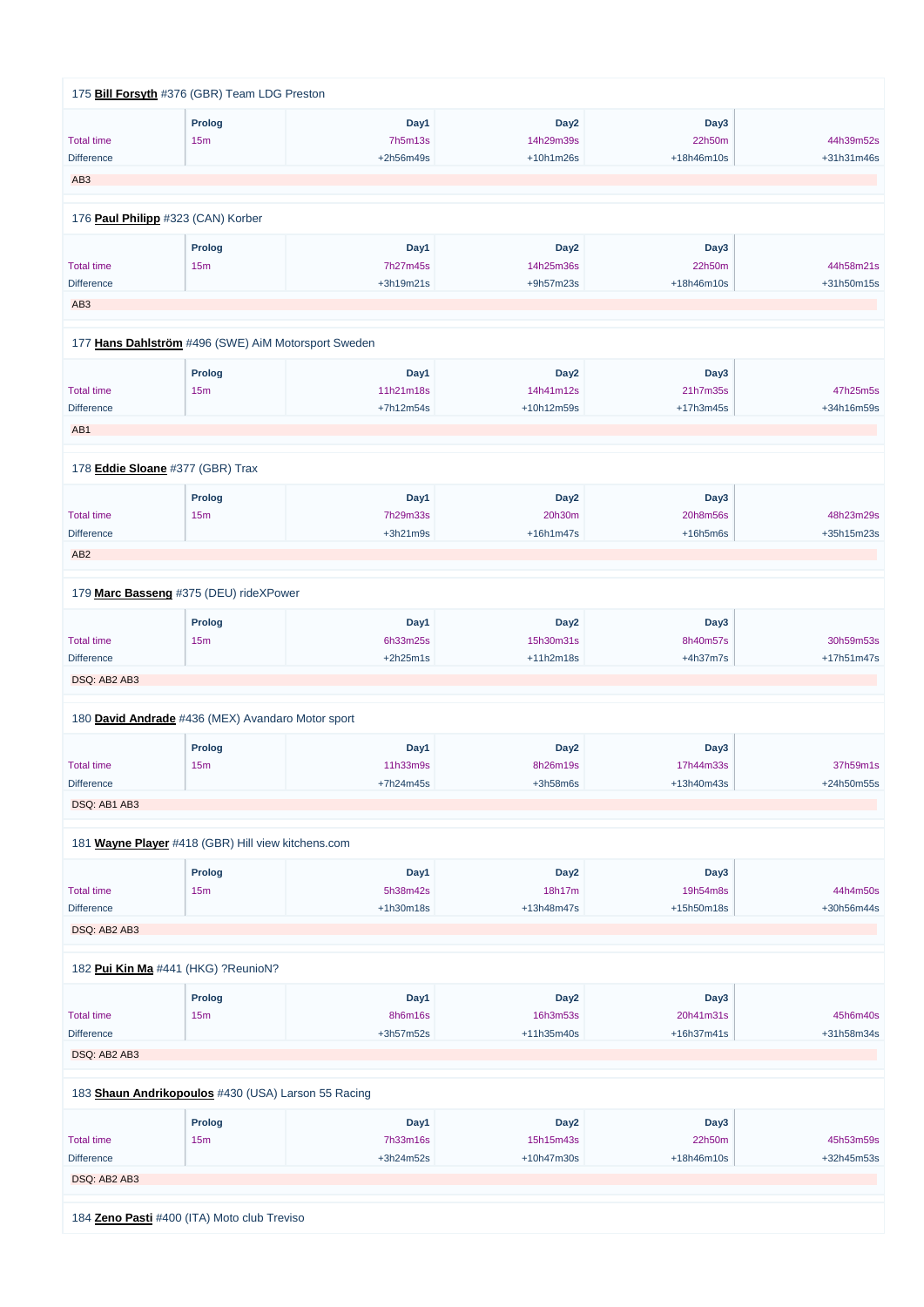175 **Bill Forsyth** #376 (GBR) Team LDG Preston

| | Prolog | Day1 | Day2 | Day3 | |
|---|---|---|---|---|---|
| Total time | 15m | 7h5m13s | 14h29m39s | 22h50m | 44h39m52s |
| Difference | | +2h56m49s | +10h1m26s | +18h46m10s | +31h31m46s |

AB3

176 **Paul Philipp** #323 (CAN) Korber

| | Prolog | Day1 | Day2 | Day3 | |
|---|---|---|---|---|---|
| Total time | 15m | 7h27m45s | 14h25m36s | 22h50m | 44h58m21s |
| Difference | | +3h19m21s | +9h57m23s | +18h46m10s | +31h50m15s |

AB3

177 **Hans Dahlström** #496 (SWE) AiM Motorsport Sweden

| | Prolog | Day1 | Day2 | Day3 | |
|---|---|---|---|---|---|
| Total time | 15m | 11h21m18s | 14h41m12s | 21h7m35s | 47h25m5s |
| Difference | | +7h12m54s | +10h12m59s | +17h3m45s | +34h16m59s |

AB1

178 **Eddie Sloane** #377 (GBR) Trax

| | Prolog | Day1 | Day2 | Day3 | |
|---|---|---|---|---|---|
| Total time | 15m | 7h29m33s | 20h30m | 20h8m56s | 48h23m29s |
| Difference | | +3h21m9s | +16h1m47s | +16h5m6s | +35h15m23s |

AB2

179 **Marc Basseng** #375 (DEU) rideXPower

| | Prolog | Day1 | Day2 | Day3 | |
|---|---|---|---|---|---|
| Total time | 15m | 6h33m25s | 15h30m31s | 8h40m57s | 30h59m53s |
| Difference | | +2h25m1s | +11h2m18s | +4h37m7s | +17h51m47s |

DSQ: AB2 AB3

180 **David Andrade** #436 (MEX) Avandaro Motor sport

| | Prolog | Day1 | Day2 | Day3 | |
|---|---|---|---|---|---|
| Total time | 15m | 11h33m9s | 8h26m19s | 17h44m33s | 37h59m1s |
| Difference | | +7h24m45s | +3h58m6s | +13h40m43s | +24h50m55s |

DSQ: AB1 AB3

181 **Wayne Player** #418 (GBR) Hill view kitchens.com

| | Prolog | Day1 | Day2 | Day3 | |
|---|---|---|---|---|---|
| Total time | 15m | 5h38m42s | 18h17m | 19h54m8s | 44h4m50s |
| Difference | | +1h30m18s | +13h48m47s | +15h50m18s | +30h56m44s |

DSQ: AB2 AB3

182 **Pui Kin Ma** #441 (HKG) ?ReunioN?

| | Prolog | Day1 | Day2 | Day3 | |
|---|---|---|---|---|---|
| Total time | 15m | 8h6m16s | 16h3m53s | 20h41m31s | 45h6m40s |
| Difference | | +3h57m52s | +11h35m40s | +16h37m41s | +31h58m34s |

DSQ: AB2 AB3

183 **Shaun Andrikopoulos** #430 (USA) Larson 55 Racing

| | Prolog | Day1 | Day2 | Day3 | |
|---|---|---|---|---|---|
| Total time | 15m | 7h33m16s | 15h15m43s | 22h50m | 45h53m59s |
| Difference | | +3h24m52s | +10h47m30s | +18h46m10s | +32h45m53s |

DSQ: AB2 AB3

184 **Zeno Pasti** #400 (ITA) Moto club Treviso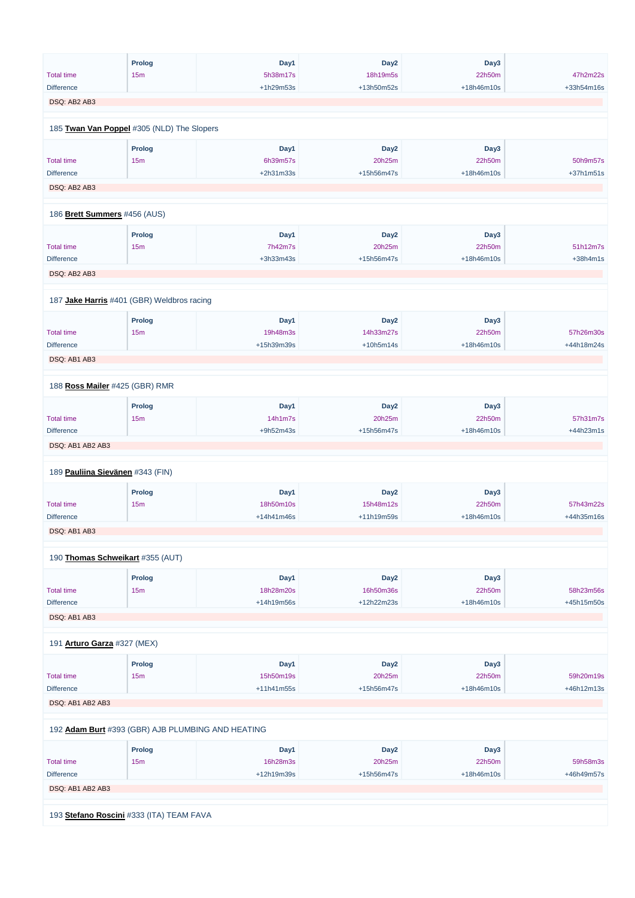| | Prolog | Day1 | Day2 | Day3 | |
|---|---|---|---|---|---|
| Total time | 15m | 5h38m17s | 18h19m5s | 22h50m | 47h2m22s |
| Difference | | +1h29m53s | +13h50m52s | +18h46m10s | +33h54m16s |

DSQ: AB2 AB3

185 **Twan Van Poppel** #305 (NLD) The Slopers

| | Prolog | Day1 | Day2 | Day3 | |
|---|---|---|---|---|---|
| Total time | 15m | 6h39m57s | 20h25m | 22h50m | 50h9m57s |
| Difference | | +2h31m33s | +15h56m47s | +18h46m10s | +37h1m51s |

DSQ: AB2 AB3

186 **Brett Summers** #456 (AUS)

| | Prolog | Day1 | Day2 | Day3 | |
|---|---|---|---|---|---|
| Total time | 15m | 7h42m7s | 20h25m | 22h50m | 51h12m7s |
| Difference | | +3h33m43s | +15h56m47s | +18h46m10s | +38h4m1s |

DSQ: AB2 AB3

187 **Jake Harris** #401 (GBR) Weldbros racing

| | Prolog | Day1 | Day2 | Day3 | |
|---|---|---|---|---|---|
| Total time | 15m | 19h48m3s | 14h33m27s | 22h50m | 57h26m30s |
| Difference | | +15h39m39s | +10h5m14s | +18h46m10s | +44h18m24s |

DSQ: AB1 AB3

188 **Ross Mailer** #425 (GBR) RMR

| | Prolog | Day1 | Day2 | Day3 | |
|---|---|---|---|---|---|
| Total time | 15m | 14h1m7s | 20h25m | 22h50m | 57h31m7s |
| Difference | | +9h52m43s | +15h56m47s | +18h46m10s | +44h23m1s |

DSQ: AB1 AB2 AB3

189 **Pauliina Sievänen** #343 (FIN)

| | Prolog | Day1 | Day2 | Day3 | |
|---|---|---|---|---|---|
| Total time | 15m | 18h50m10s | 15h48m12s | 22h50m | 57h43m22s |
| Difference | | +14h41m46s | +11h19m59s | +18h46m10s | +44h35m16s |

DSQ: AB1 AB3

190 **Thomas Schweikart** #355 (AUT)

| | Prolog | Day1 | Day2 | Day3 | |
|---|---|---|---|---|---|
| Total time | 15m | 18h28m20s | 16h50m36s | 22h50m | 58h23m56s |
| Difference | | +14h19m56s | +12h22m23s | +18h46m10s | +45h15m50s |

DSQ: AB1 AB3

191 **Arturo Garza** #327 (MEX)

| | Prolog | Day1 | Day2 | Day3 | |
|---|---|---|---|---|---|
| Total time | 15m | 15h50m19s | 20h25m | 22h50m | 59h20m19s |
| Difference | | +11h41m55s | +15h56m47s | +18h46m10s | +46h12m13s |

DSQ: AB1 AB2 AB3

192 **Adam Burt** #393 (GBR) AJB PLUMBING AND HEATING

| | Prolog | Day1 | Day2 | Day3 | |
|---|---|---|---|---|---|
| Total time | 15m | 16h28m3s | 20h25m | 22h50m | 59h58m3s |
| Difference | | +12h19m39s | +15h56m47s | +18h46m10s | +46h49m57s |

DSQ: AB1 AB2 AB3

193 **Stefano Roscini** #333 (ITA) TEAM FAVA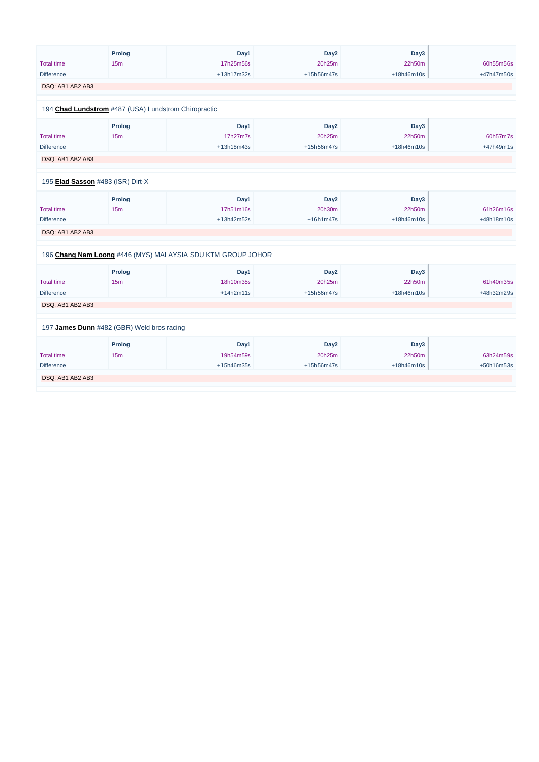| | Prolog | Day1 | Day2 | Day3 | |
|---|---|---|---|---|---|
| Total time | 15m | 17h25m56s | 20h25m | 22h50m | 60h55m56s |
| Difference | | +13h17m32s | +15h56m47s | +18h46m10s | +47h47m50s |

DSQ: AB1 AB2 AB3

194 **Chad Lundstrom** #487 (USA) Lundstrom Chiropractic

| | Prolog | Day1 | Day2 | Day3 | |
|---|---|---|---|---|---|
| Total time | 15m | 17h27m7s | 20h25m | 22h50m | 60h57m7s |
| Difference | | +13h18m43s | +15h56m47s | +18h46m10s | +47h49m1s |

DSQ: AB1 AB2 AB3

195 **Elad Sasson** #483 (ISR) Dirt-X

| | Prolog | Day1 | Day2 | Day3 | |
|---|---|---|---|---|---|
| Total time | 15m | 17h51m16s | 20h30m | 22h50m | 61h26m16s |
| Difference | | +13h42m52s | +16h1m47s | +18h46m10s | +48h18m10s |

DSQ: AB1 AB2 AB3

196 **Chang Nam Loong** #446 (MYS) MALAYSIA SDU KTM GROUP JOHOR

| | Prolog | Day1 | Day2 | Day3 | |
|---|---|---|---|---|---|
| Total time | 15m | 18h10m35s | 20h25m | 22h50m | 61h40m35s |
| Difference | | +14h2m11s | +15h56m47s | +18h46m10s | +48h32m29s |

DSQ: AB1 AB2 AB3

197 **James Dunn** #482 (GBR) Weld bros racing

| | Prolog | Day1 | Day2 | Day3 | |
|---|---|---|---|---|---|
| Total time | 15m | 19h54m59s | 20h25m | 22h50m | 63h24m59s |
| Difference | | +15h46m35s | +15h56m47s | +18h46m10s | +50h16m53s |

DSQ: AB1 AB2 AB3